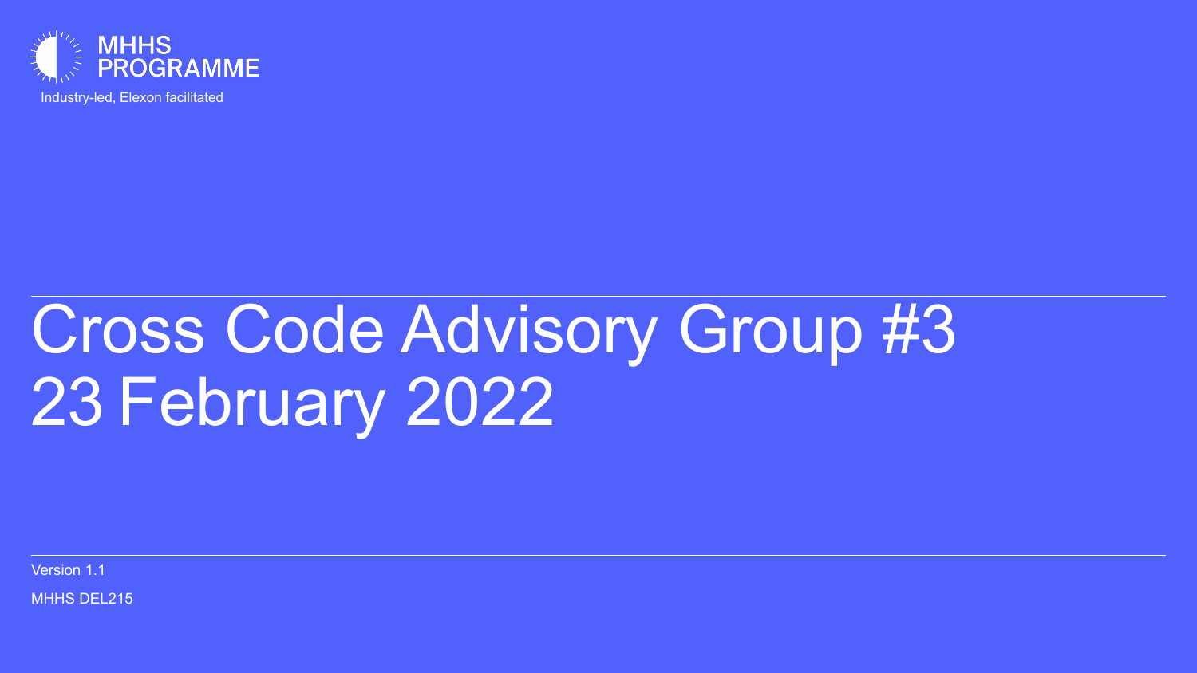MHHS PROGRAMME

Industry-led, Elexon facilitated

# Cross Code Advisory Group #3
# 23 February 2022

Version 1.1

MHHS DEL215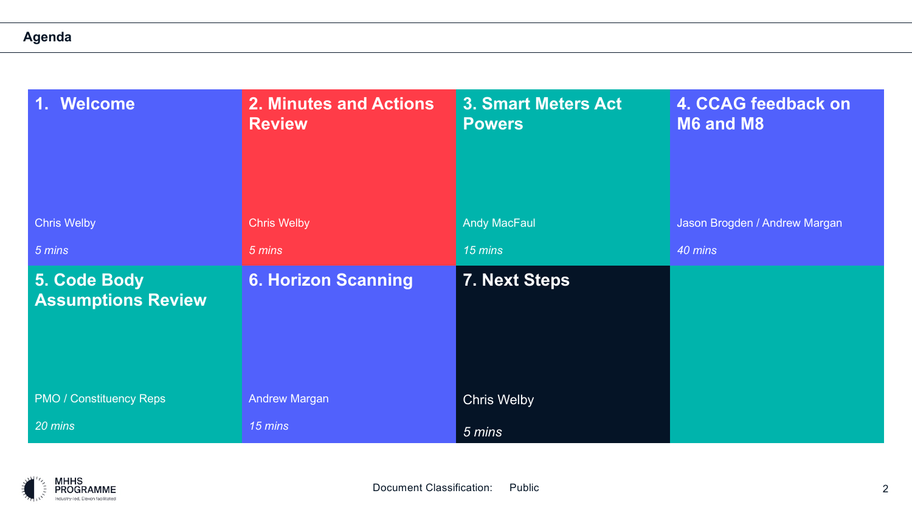## Agenda

| Item | Presenter | Time |
|---|---|---|
| 1. Welcome | Chris Welby | *5 mins* |
| 2. Minutes and Actions Review | Chris Welby | *5 mins* |
| 3. Smart Meters Act Powers | Andy MacFaul | *15 mins* |
| 4. CCAG feedback on M6 and M8 | Jason Brogden / Andrew Margan | *40 mins* |
| 5. Code Body Assumptions Review | PMO / Constituency Reps | *20 mins* |
| 6. Horizon Scanning | Andrew Margan | *15 mins* |
| 7. Next Steps | Chris Welby | *5 mins* |

Document Classification: Public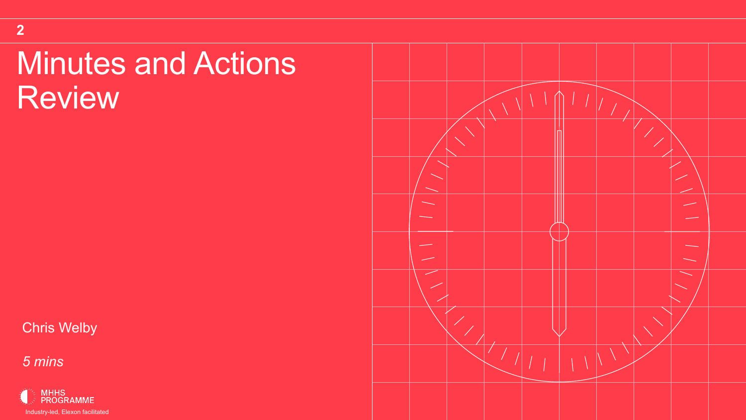2

# Minutes and Actions Review

Chris Welby

*5 mins*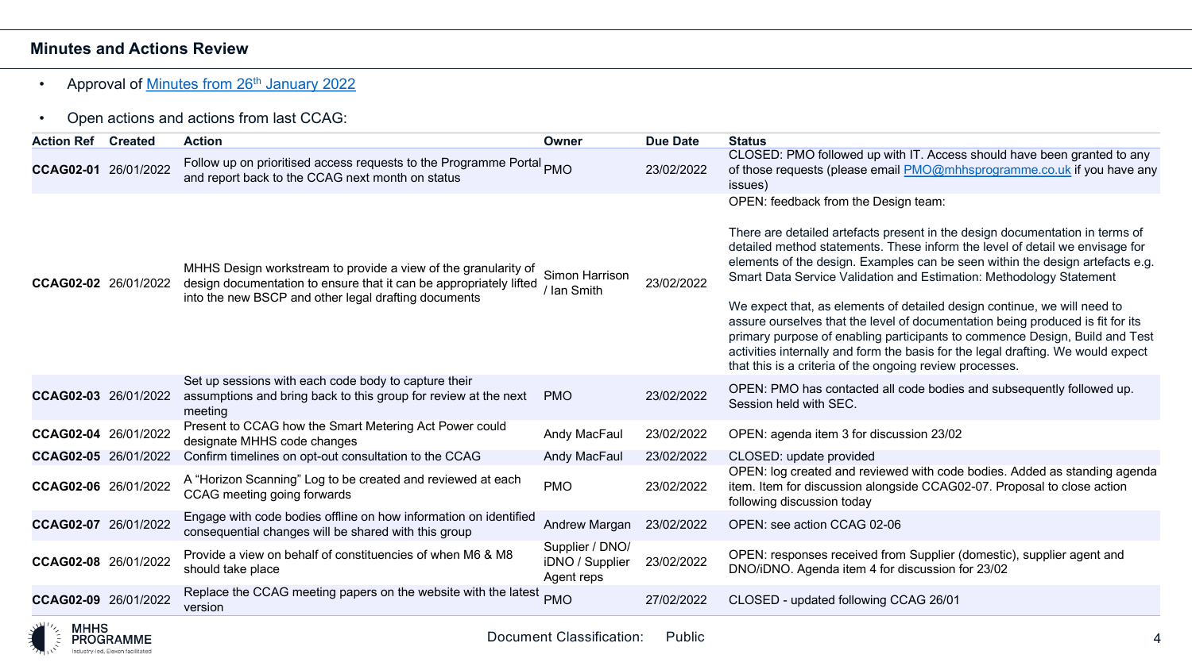## Minutes and Actions Review

- Approval of [Minutes from 26th January 2022]
- Open actions and actions from last CCAG:

| Action Ref | Created | Action | Owner | Due Date | Status |
|---|---|---|---|---|---|
| **CCAG02-01** | 26/01/2022 | Follow up on prioritised access requests to the Programme Portal and report back to the CCAG next month on status | PMO | 23/02/2022 | CLOSED: PMO followed up with IT. Access should have been granted to any of those requests (please email PMO@mhhsprogramme.co.uk if you have any issues) |
| **CCAG02-02** | 26/01/2022 | MHHS Design workstream to provide a view of the granularity of design documentation to ensure that it can be appropriately lifted into the new BSCP and other legal drafting documents | Simon Harrison / Ian Smith | 23/02/2022 | OPEN: feedback from the Design team:<br><br>There are detailed artefacts present in the design documentation in terms of detailed method statements. These inform the level of detail we envisage for elements of the design. Examples can be seen within the design artefacts e.g. Smart Data Service Validation and Estimation: Methodology Statement<br><br>We expect that, as elements of detailed design continue, we will need to assure ourselves that the level of documentation being produced is fit for its primary purpose of enabling participants to commence Design, Build and Test activities internally and form the basis for the legal drafting. We would expect that this is a criteria of the ongoing review processes. |
| **CCAG02-03** | 26/01/2022 | Set up sessions with each code body to capture their assumptions and bring back to this group for review at the next meeting | PMO | 23/02/2022 | OPEN: PMO has contacted all code bodies and subsequently followed up. Session held with SEC. |
| **CCAG02-04** | 26/01/2022 | Present to CCAG how the Smart Metering Act Power could designate MHHS code changes | Andy MacFaul | 23/02/2022 | OPEN: agenda item 3 for discussion 23/02 |
| **CCAG02-05** | 26/01/2022 | Confirm timelines on opt-out consultation to the CCAG | Andy MacFaul | 23/02/2022 | CLOSED: update provided |
| **CCAG02-06** | 26/01/2022 | A "Horizon Scanning" Log to be created and reviewed at each CCAG meeting going forwards | PMO | 23/02/2022 | OPEN: log created and reviewed with code bodies. Added as standing agenda item. Item for discussion alongside CCAG02-07. Proposal to close action following discussion today |
| **CCAG02-07** | 26/01/2022 | Engage with code bodies offline on how information on identified consequential changes will be shared with this group | Andrew Margan | 23/02/2022 | OPEN: see action CCAG 02-06 |
| **CCAG02-08** | 26/01/2022 | Provide a view on behalf of constituencies of when M6 & M8 should take place | Supplier / DNO/ iDNO / Supplier Agent reps | 23/02/2022 | OPEN: responses received from Supplier (domestic), supplier agent and DNO/iDNO. Agenda item 4 for discussion for 23/02 |
| **CCAG02-09** | 26/01/2022 | Replace the CCAG meeting papers on the website with the latest version | PMO | 27/02/2022 | CLOSED - updated following CCAG 26/01 |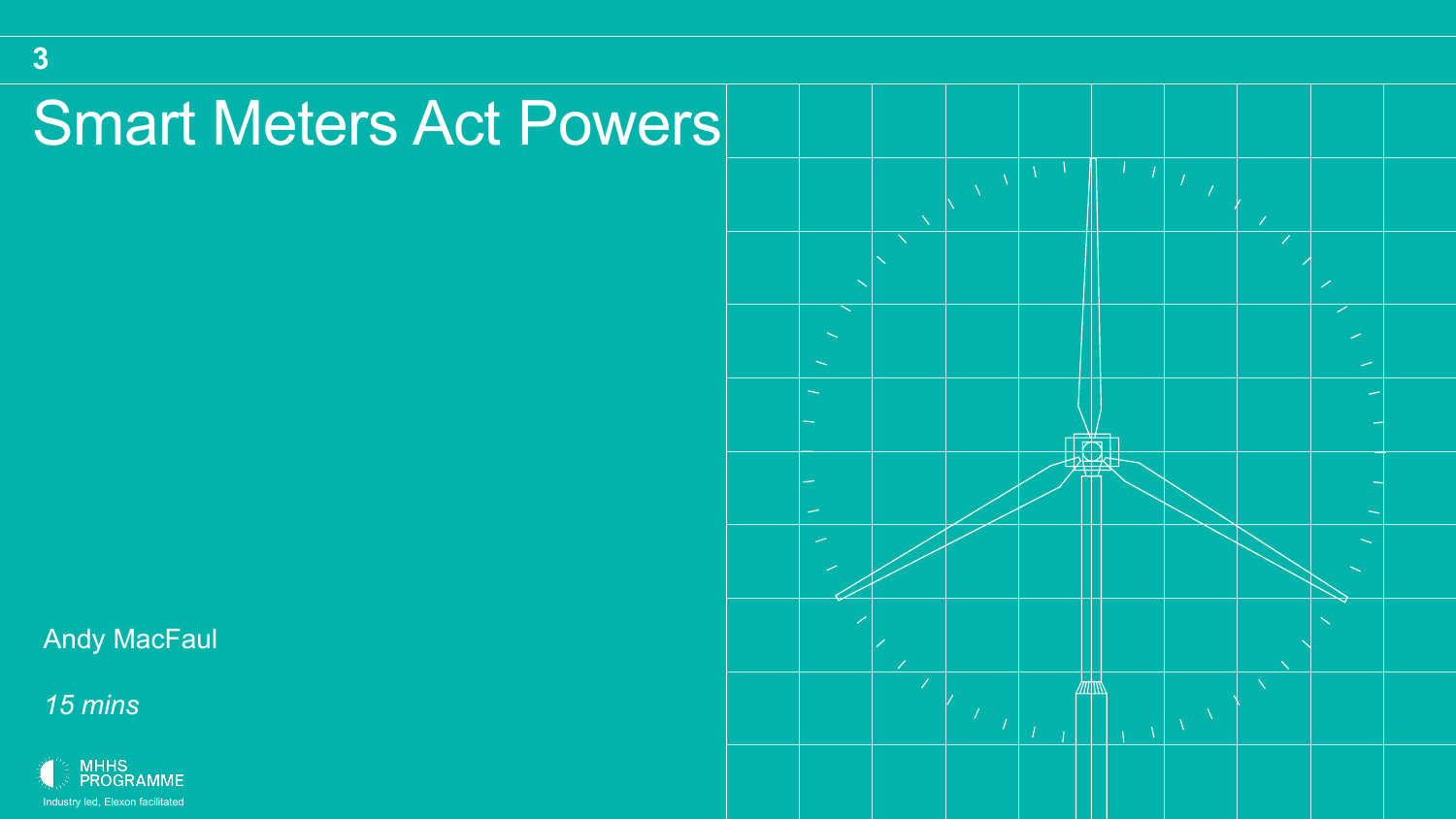3

# Smart Meters Act Powers

Andy MacFaul

*15 mins*

MHHS PROGRAMME

Industry led, Elexon facilitated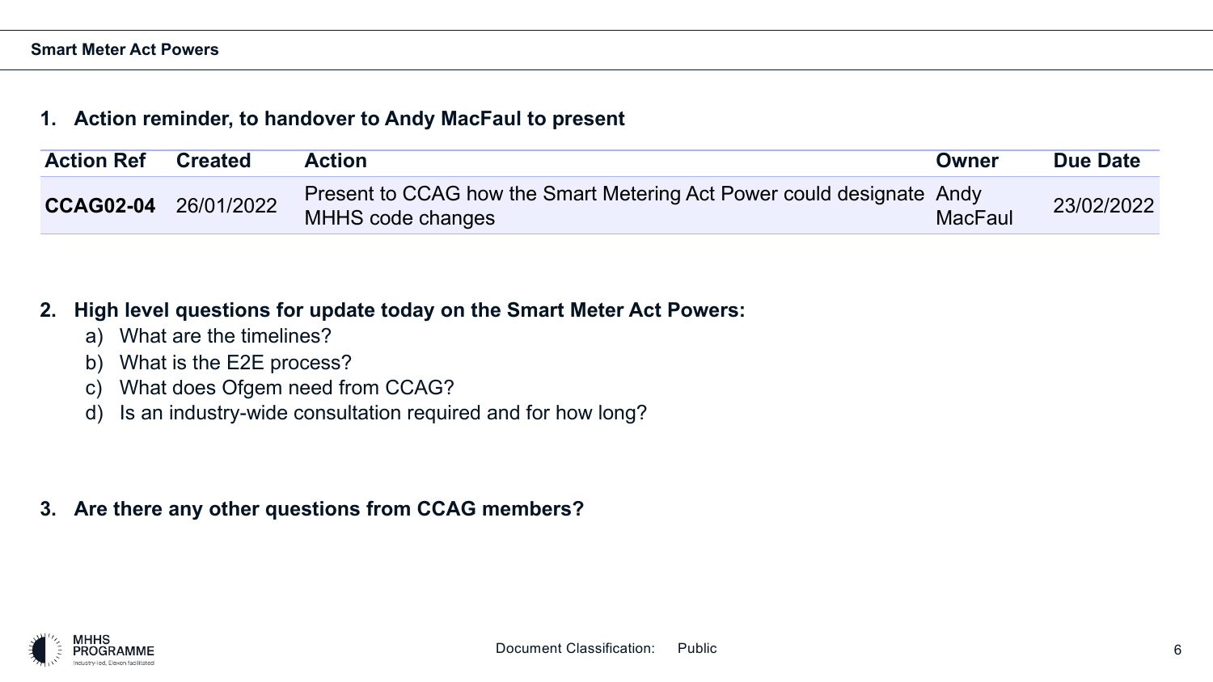## Smart Meter Act Powers

1. **Action reminder, to handover to Andy MacFaul to present**

| Action Ref | Created | Action | Owner | Due Date |
|---|---|---|---|---|
| **CCAG02-04** | 26/01/2022 | Present to CCAG how the Smart Metering Act Power could designate MHHS code changes | Andy MacFaul | 23/02/2022 |

2. **High level questions for update today on the Smart Meter Act Powers:**
   a) What are the timelines?
   b) What is the E2E process?
   c) What does Ofgem need from CCAG?
   d) Is an industry-wide consultation required and for how long?

3. **Are there any other questions from CCAG members?**

Document Classification: Public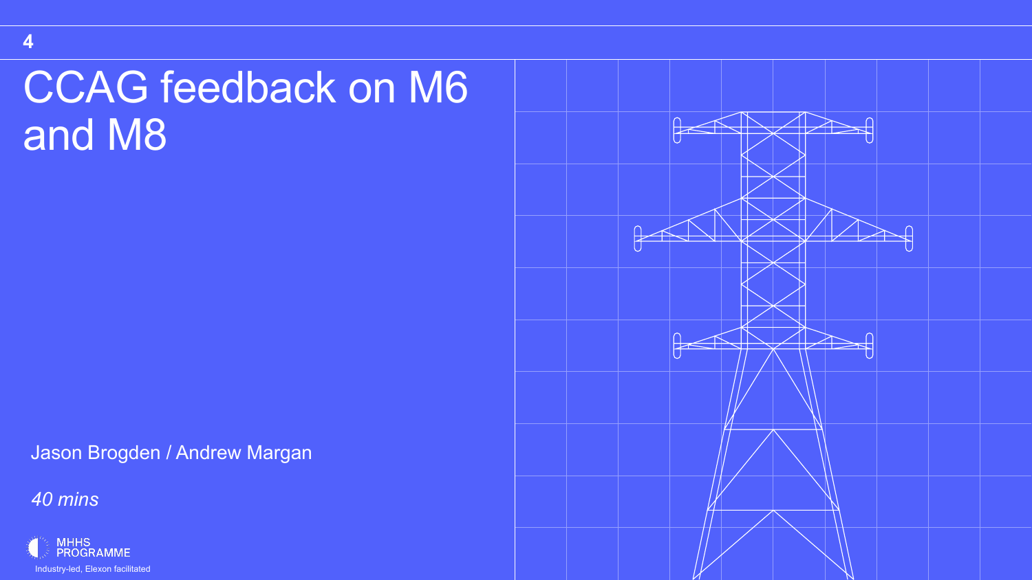# CCAG feedback on M6 and M8

Jason Brogden / Andrew Margan

*40 mins*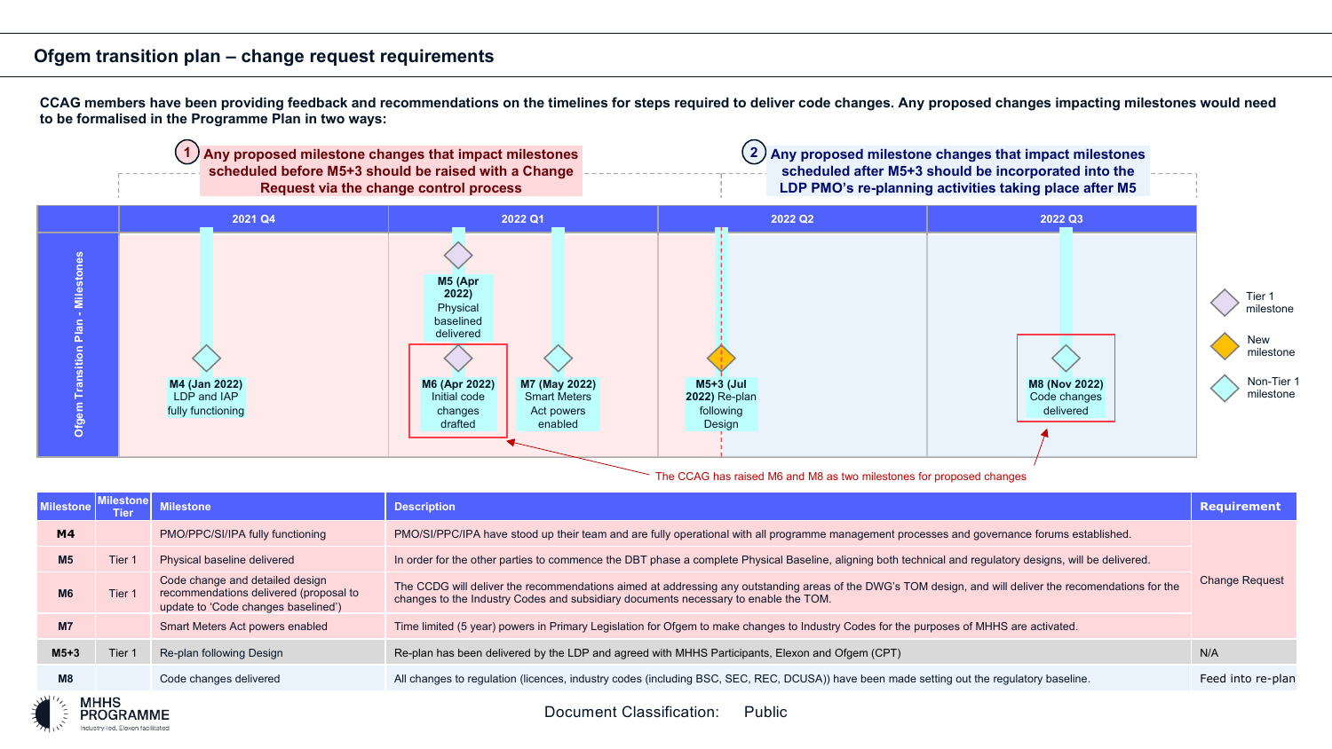## Ofgem transition plan – change request requirements

**CCAG members have been providing feedback and recommendations on the timelines for steps required to deliver code changes. Any proposed changes impacting milestones would need to be formalised in the Programme Plan in two ways:**

1. Any proposed milestone changes that impact milestones scheduled before M5+3 should be raised with a Change Request via the change control process
2. Any proposed milestone changes that impact milestones scheduled after M5+3 should be incorporated into the LDP PMO's re-planning activities taking place after M5

**Ofgem Transition Plan - Milestones**

| 2021 Q4 | 2022 Q1 | 2022 Q2 | 2022 Q3 |
|---|---|---|---|
| **M4 (Jan 2022)** LDP and IAP fully functioning | **M5 (Apr 2022)** Physical baselined delivered; **M6 (Apr 2022)** Initial code changes drafted; **M7 (May 2022)** Smart Meters Act powers enabled | **M5+3 (Jul 2022)** Re-plan following Design | **M8 (Nov 2022)** Code changes delivered |

Legend: Tier 1 milestone; New milestone; Non-Tier 1 milestone

The CCAG has raised M6 and M8 as two milestones for proposed changes

| Milestone | Milestone Tier | Milestone | Description | Requirement |
|---|---|---|---|---|
| **M4** | | PMO/PPC/SI/IPA fully functioning | PMO/SI/PPC/IPA have stood up their team and are fully operational with all programme management processes and governance forums established. | Change Request |
| **M5** | Tier 1 | Physical baseline delivered | In order for the other parties to commence the DBT phase a complete Physical Baseline, aligning both technical and regulatory designs, will be delivered. | Change Request |
| **M6** | Tier 1 | Code change and detailed design recommendations delivered (proposal to update to 'Code changes baselined') | The CCDG will deliver the recommendations aimed at addressing any outstanding areas of the DWG's TOM design, and will deliver the recomendations for the changes to the Industry Codes and subsidiary documents necessary to enable the TOM. | Change Request |
| **M7** | | Smart Meters Act powers enabled | Time limited (5 year) powers in Primary Legislation for Ofgem to make changes to Industry Codes for the purposes of MHHS are activated. | Change Request |
| **M5+3** | Tier 1 | Re-plan following Design | Re-plan has been delivered by the LDP and agreed with MHHS Participants, Elexon and Ofgem (CPT) | N/A |
| **M8** | | Code changes delivered | All changes to regulation (licences, industry codes (including BSC, SEC, REC, DCUSA)) have been made setting out the regulatory baseline. | Feed into re-plan |

MHHS PROGRAMME
Industry-led, Elexon facilitated

Document Classification: Public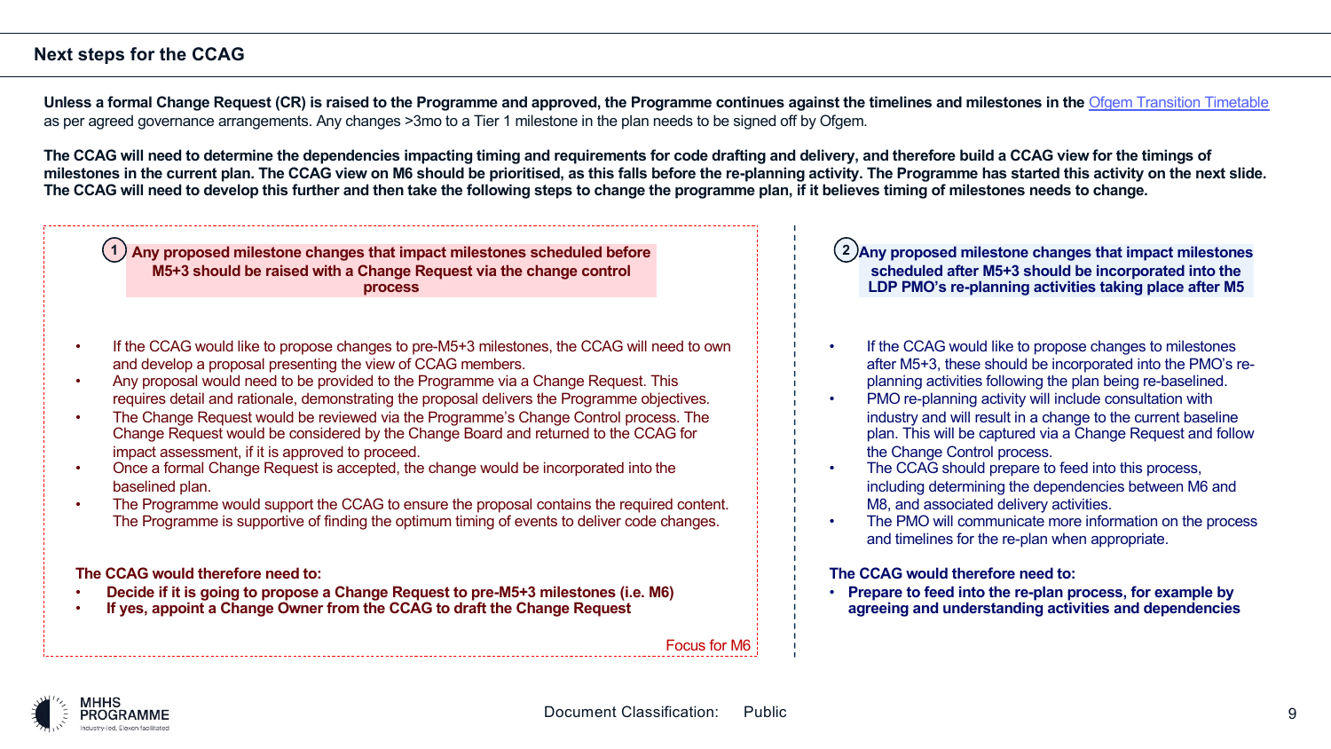## Next steps for the CCAG

**Unless a formal Change Request (CR) is raised to the Programme and approved, the Programme continues against the timelines and milestones in the** [Ofgem Transition Timetable](Ofgem Transition Timetable) as per agreed governance arrangements. Any changes >3mo to a Tier 1 milestone in the plan needs to be signed off by Ofgem.

**The CCAG will need to determine the dependencies impacting timing and requirements for code drafting and delivery, and therefore build a CCAG view for the timings of milestones in the current plan. The CCAG view on M6 should be prioritised, as this falls before the re-planning activity. The Programme has started this activity on the next slide. The CCAG will need to develop this further and then take the following steps to change the programme plan, if it believes timing of milestones needs to change.**

### 1 Any proposed milestone changes that impact milestones scheduled before M5+3 should be raised with a Change Request via the change control process

- If the CCAG would like to propose changes to pre-M5+3 milestones, the CCAG will need to own and develop a proposal presenting the view of CCAG members.
- Any proposal would need to be provided to the Programme via a Change Request. This requires detail and rationale, demonstrating the proposal delivers the Programme objectives.
- The Change Request would be reviewed via the Programme's Change Control process. The Change Request would be considered by the Change Board and returned to the CCAG for impact assessment, if it is approved to proceed.
- Once a formal Change Request is accepted, the change would be incorporated into the baselined plan.
- The Programme would support the CCAG to ensure the proposal contains the required content. The Programme is supportive of finding the optimum timing of events to deliver code changes.

**The CCAG would therefore need to:**

- **Decide if it is going to propose a Change Request to pre-M5+3 milestones (i.e. M6)**
- **If yes, appoint a Change Owner from the CCAG to draft the Change Request**

Focus for M6

### 2 Any proposed milestone changes that impact milestones scheduled after M5+3 should be incorporated into the LDP PMO's re-planning activities taking place after M5

- If the CCAG would like to propose changes to milestones after M5+3, these should be incorporated into the PMO's re-planning activities following the plan being re-baselined.
- PMO re-planning activity will include consultation with industry and will result in a change to the current baseline plan. This will be captured via a Change Request and follow the Change Control process.
- The CCAG should prepare to feed into this process, including determining the dependencies between M6 and M8, and associated delivery activities.
- The PMO will communicate more information on the process and timelines for the re-plan when appropriate.

**The CCAG would therefore need to:**

- **Prepare to feed into the re-plan process, for example by agreeing and understanding activities and dependencies**

Document Classification: Public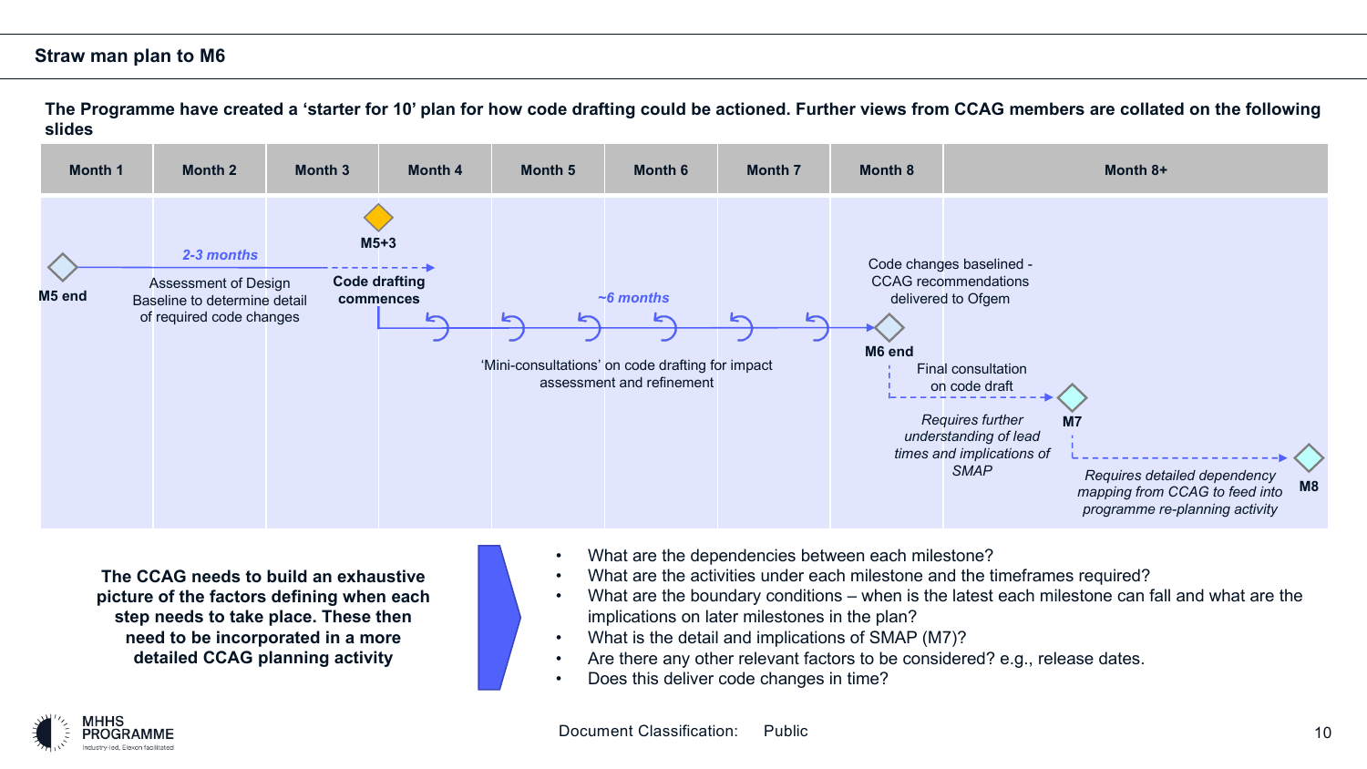## Straw man plan to M6

**The Programme have created a 'starter for 10' plan for how code drafting could be actioned. Further views from CCAG members are collated on the following slides**

| Month 1 | Month 2 | Month 3 | Month 4 | Month 5 | Month 6 | Month 7 | Month 8 | Month 8+ |
|---|---|---|---|---|---|---|---|---|

**M5 end**

*2-3 months*

Assessment of Design Baseline to determine detail of required code changes

**M5+3**

**Code drafting commences**

*~6 months*

'Mini-consultations' on code drafting for impact assessment and refinement

Code changes baselined - CCAG recommendations delivered to Ofgem

**M6 end**

Final consultation on code draft

*Requires further understanding of lead times and implications of SMAP*

**M7**

*Requires detailed dependency mapping from CCAG to feed into programme re-planning activity*

**M8**

**The CCAG needs to build an exhaustive picture of the factors defining when each step needs to take place. These then need to be incorporated in a more detailed CCAG planning activity**

- What are the dependencies between each milestone?
- What are the activities under each milestone and the timeframes required?
- What are the boundary conditions – when is the latest each milestone can fall and what are the implications on later milestones in the plan?
- What is the detail and implications of SMAP (M7)?
- Are there any other relevant factors to be considered? e.g., release dates.
- Does this deliver code changes in time?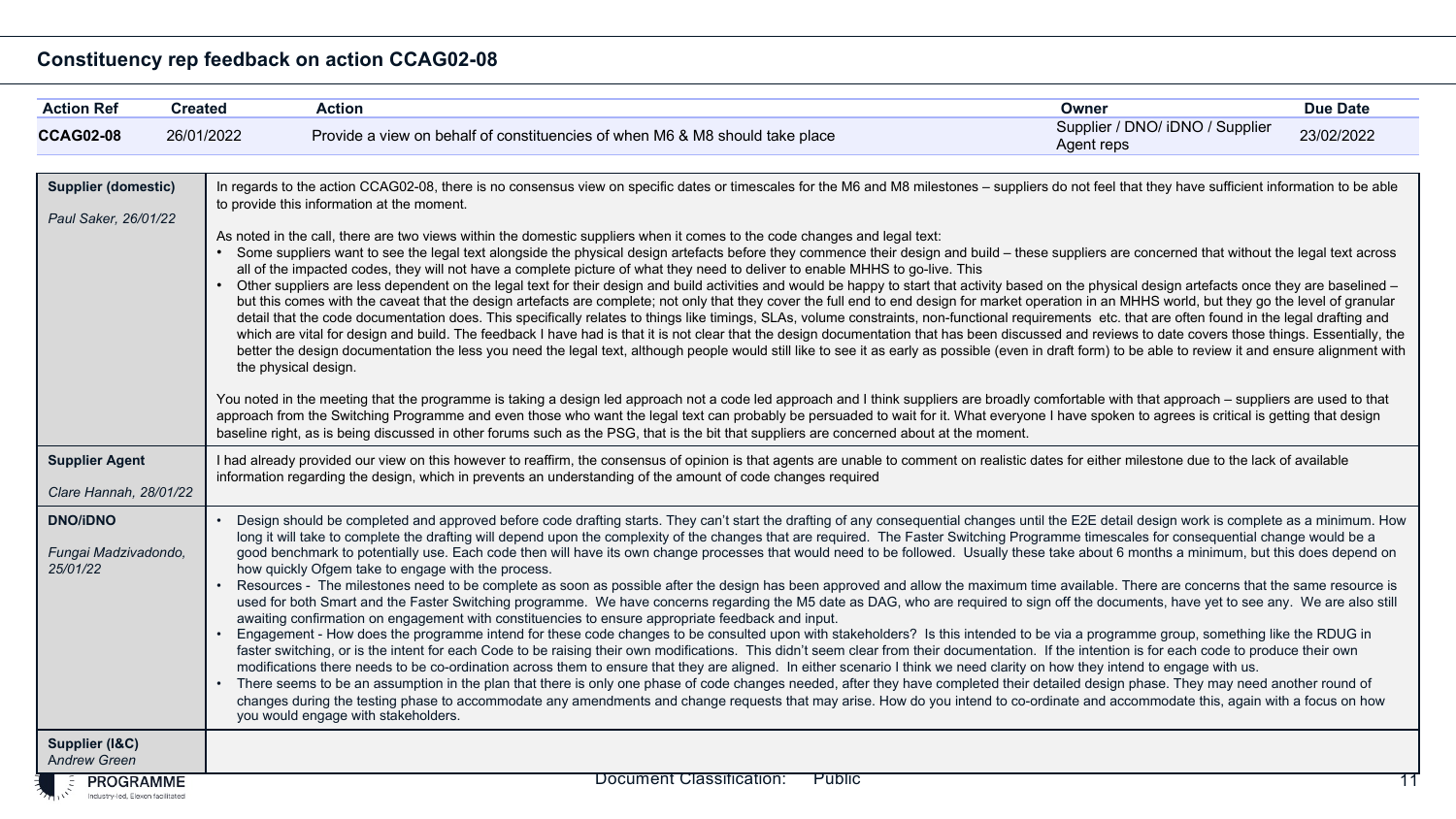## Constituency rep feedback on action CCAG02-08

| Action Ref | Created | Action | Owner | Due Date |
|---|---|---|---|---|
| **CCAG02-08** | 26/01/2022 | Provide a view on behalf of constituencies of when M6 & M8 should take place | Supplier / DNO/ iDNO / Supplier Agent reps | 23/02/2022 |

| Constituency | Feedback |
|---|---|
| **Supplier (domestic)**<br><br>*Paul Saker, 26/01/22* | In regards to the action CCAG02-08, there is no consensus view on specific dates or timescales for the M6 and M8 milestones – suppliers do not feel that they have sufficient information to be able to provide this information at the moment.<br><br>As noted in the call, there are two views within the domestic suppliers when it comes to the code changes and legal text:<br>• Some suppliers want to see the legal text alongside the physical design artefacts before they commence their design and build – these suppliers are concerned that without the legal text across all of the impacted codes, they will not have a complete picture of what they need to deliver to enable MHHS to go-live. This<br>• Other suppliers are less dependent on the legal text for their design and build activities and would be happy to start that activity based on the physical design artefacts once they are baselined – but this comes with the caveat that the design artefacts are complete; not only that they cover the full end to end design for market operation in an MHHS world, but they go the level of granular detail that the code documentation does. This specifically relates to things like timings, SLAs, volume constraints, non-functional requirements etc. that are often found in the legal drafting and which are vital for design and build. The feedback I have had is that it is not clear that the design documentation that has been discussed and reviews to date covers those things. Essentially, the better the design documentation the less you need the legal text, although people would still like to see it as early as possible (even in draft form) to be able to review it and ensure alignment with the physical design.<br><br>You noted in the meeting that the programme is taking a design led approach not a code led approach and I think suppliers are broadly comfortable with that approach – suppliers are used to that approach from the Switching Programme and even those who want the legal text can probably be persuaded to wait for it. What everyone I have spoken to agrees is critical is getting that design baseline right, as is being discussed in other forums such as the PSG, that is the bit that suppliers are concerned about at the moment. |
| **Supplier Agent**<br><br>*Clare Hannah, 28/01/22* | I had already provided our view on this however to reaffirm, the consensus of opinion is that agents are unable to comment on realistic dates for either milestone due to the lack of available information regarding the design, which in prevents an understanding of the amount of code changes required |
| **DNO/iDNO**<br><br>*Fungai Madzivadondo, 25/01/22* | • Design should be completed and approved before code drafting starts. They can't start the drafting of any consequential changes until the E2E detail design work is complete as a minimum. How long it will take to complete the drafting will depend upon the complexity of the changes that are required. The Faster Switching Programme timescales for consequential change would be a good benchmark to potentially use. Each code then will have its own change processes that would need to be followed. Usually these take about 6 months a minimum, but this does depend on how quickly Ofgem take to engage with the process.<br>• Resources - The milestones need to be complete as soon as possible after the design has been approved and allow the maximum time available. There are concerns that the same resource is used for both Smart and the Faster Switching programme. We have concerns regarding the M5 date as DAG, who are required to sign off the documents, have yet to see any. We are also still awaiting confirmation on engagement with constituencies to ensure appropriate feedback and input.<br>• Engagement - How does the programme intend for these code changes to be consulted upon with stakeholders? Is this intended to be via a programme group, something like the RDUG in faster switching, or is the intent for each Code to be raising their own modifications. This didn't seem clear from their documentation. If the intention is for each code to produce their own modifications there needs to be co-ordination across them to ensure that they are aligned. In either scenario I think we need clarity on how they intend to engage with us.<br>• There seems to be an assumption in the plan that there is only one phase of code changes needed, after they have completed their detailed design phase. They may need another round of changes during the testing phase to accommodate any amendments and change requests that may arise. How do you intend to co-ordinate and accommodate this, again with a focus on how you would engage with stakeholders. |
| **Supplier (I&C)**<br>*Andrew Green* | |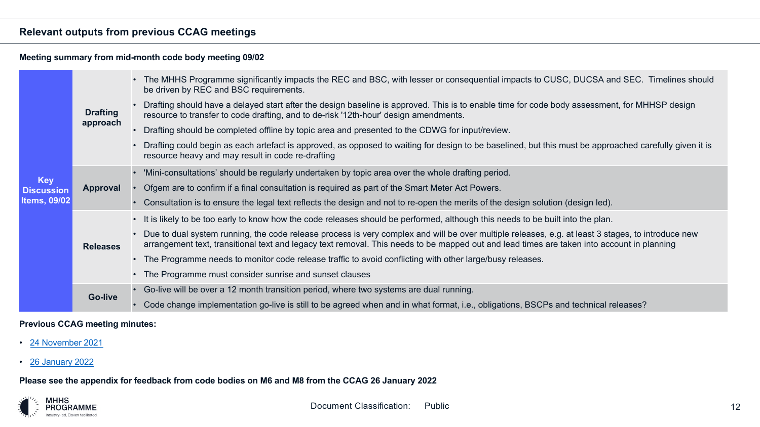## Relevant outputs from previous CCAG meetings

**Meeting summary from mid-month code body meeting 09/02**

| | | |
|---|---|---|
| **Key Discussion Items, 09/02** | **Drafting approach** | • The MHHS Programme significantly impacts the REC and BSC, with lesser or consequential impacts to CUSC, DUCSA and SEC. Timelines should be driven by REC and BSC requirements.<br>• Drafting should have a delayed start after the design baseline is approved. This is to enable time for code body assessment, for MHHSP design resource to transfer to code drafting, and to de-risk '12th-hour' design amendments.<br>• Drafting should be completed offline by topic area and presented to the CDWG for input/review.<br>• Drafting could begin as each artefact is approved, as opposed to waiting for design to be baselined, but this must be approached carefully given it is resource heavy and may result in code re-drafting |
| | **Approval** | • 'Mini-consultations' should be regularly undertaken by topic area over the whole drafting period.<br>• Ofgem are to confirm if a final consultation is required as part of the Smart Meter Act Powers.<br>• Consultation is to ensure the legal text reflects the design and not to re-open the merits of the design solution (design led). |
| | **Releases** | • It is likely to be too early to know how the code releases should be performed, although this needs to be built into the plan.<br>• Due to dual system running, the code release process is very complex and will be over multiple releases, e.g. at least 3 stages, to introduce new arrangement text, transitional text and legacy text removal. This needs to be mapped out and lead times are taken into account in planning<br>• The Programme needs to monitor code release traffic to avoid conflicting with other large/busy releases.<br>• The Programme must consider sunrise and sunset clauses |
| | **Go-live** | • Go-live will be over a 12 month transition period, where two systems are dual running.<br>• Code change implementation go-live is still to be agreed when and in what format, i.e., obligations, BSCPs and technical releases? |

**Previous CCAG meeting minutes:**

- 24 November 2021
- 26 January 2022

**Please see the appendix for feedback from code bodies on M6 and M8 from the CCAG 26 January 2022**

Document Classification: Public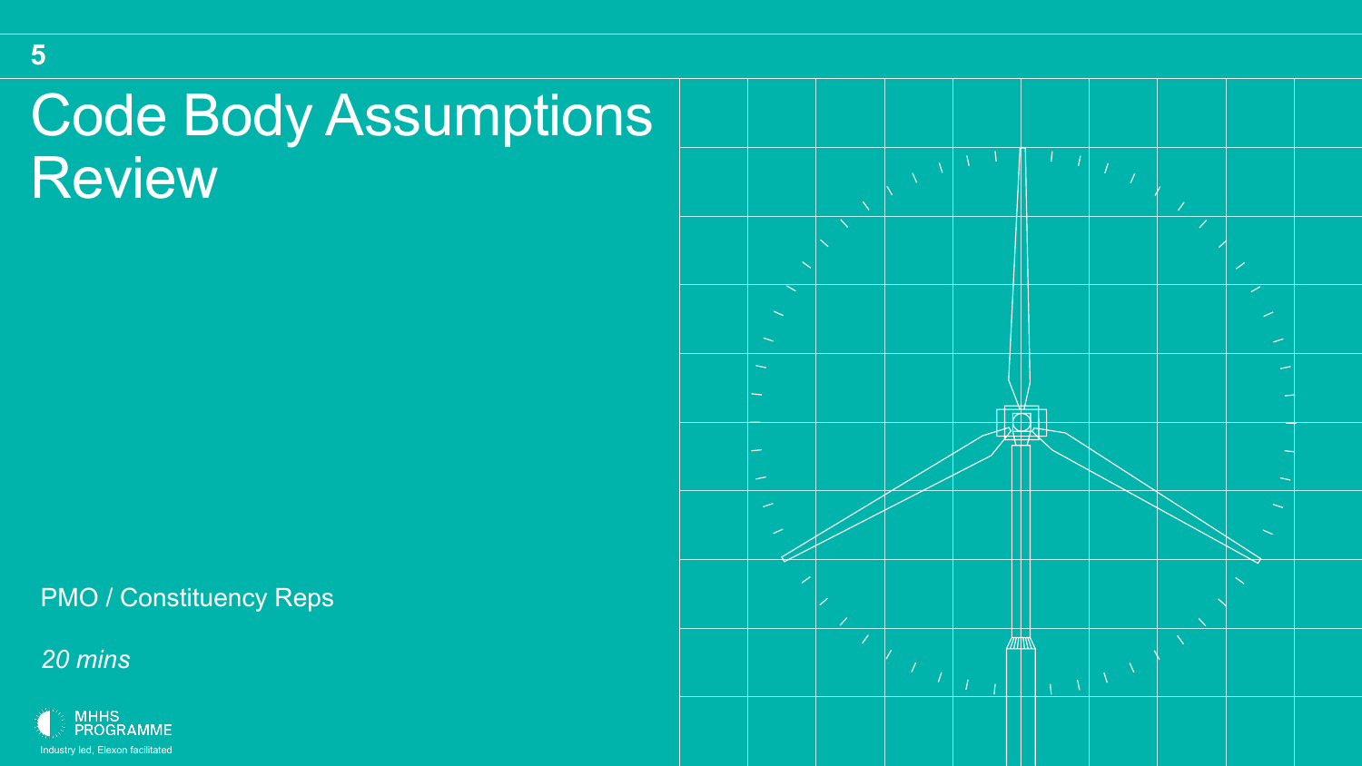5

# Code Body Assumptions Review

PMO / Constituency Reps

*20 mins*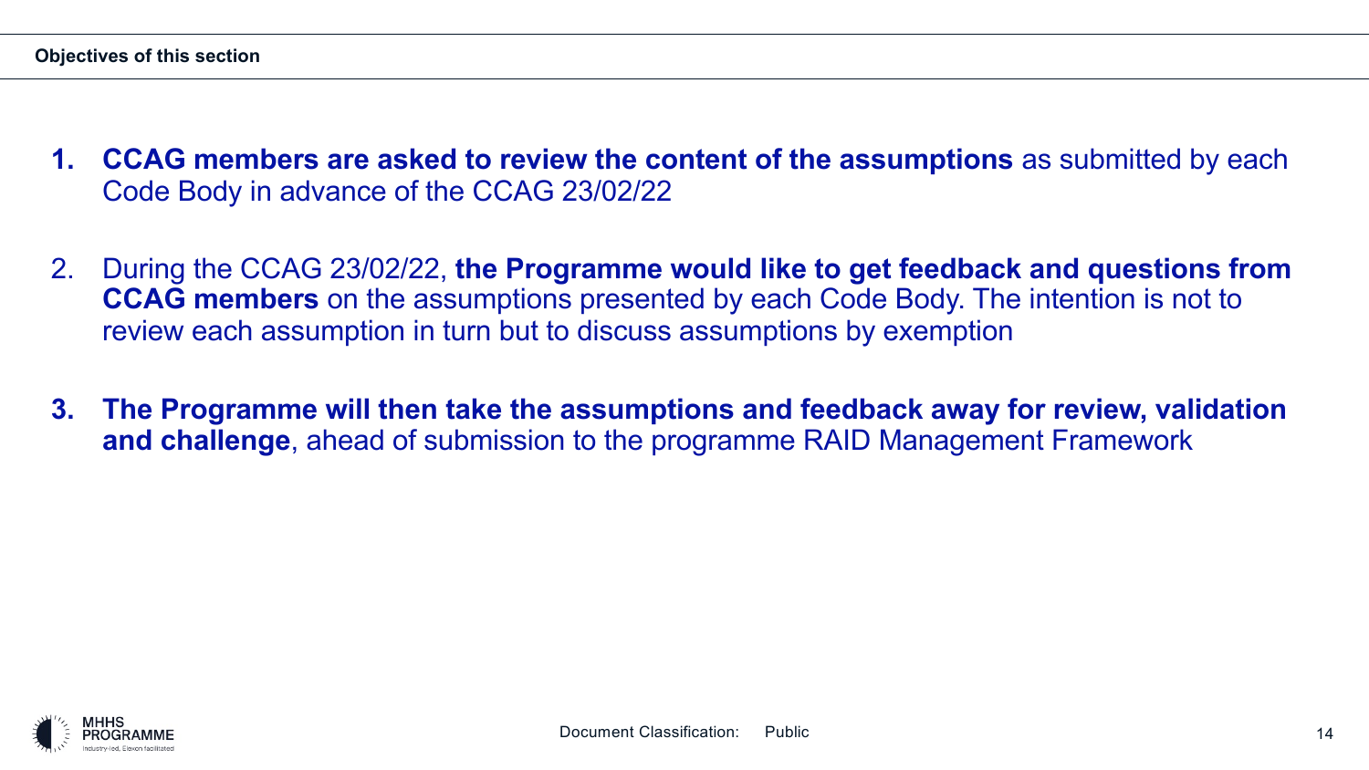**Objectives of this section**

1. **CCAG members are asked to review the content of the assumptions** as submitted by each Code Body in advance of the CCAG 23/02/22

2. During the CCAG 23/02/22, **the Programme would like to get feedback and questions from CCAG members** on the assumptions presented by each Code Body. The intention is not to review each assumption in turn but to discuss assumptions by exemption

3. **The Programme will then take the assumptions and feedback away for review, validation and challenge**, ahead of submission to the programme RAID Management Framework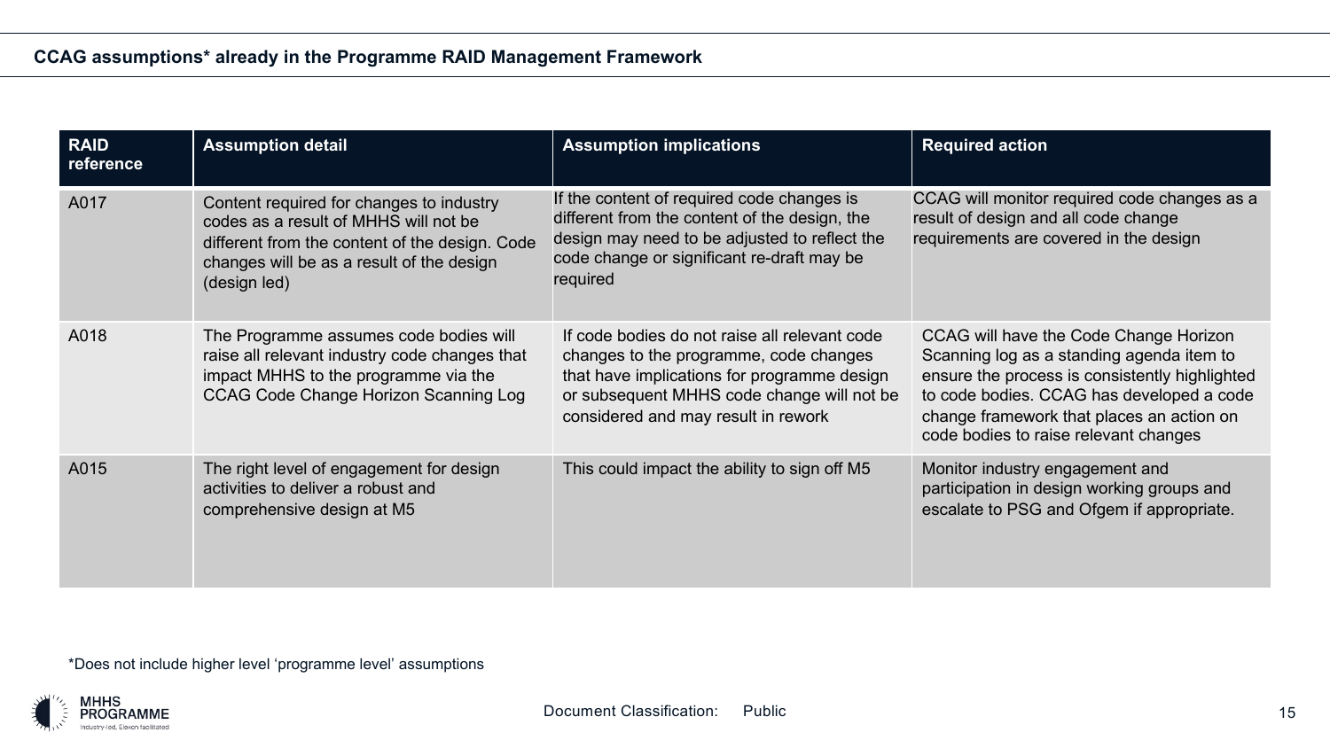## CCAG assumptions* already in the Programme RAID Management Framework

| RAID reference | Assumption detail | Assumption implications | Required action |
|---|---|---|---|
| A017 | Content required for changes to industry codes as a result of MHHS will not be different from the content of the design. Code changes will be as a result of the design (design led) | If the content of required code changes is different from the content of the design, the design may need to be adjusted to reflect the code change or significant re-draft may be required | CCAG will monitor required code changes as a result of design and all code change requirements are covered in the design |
| A018 | The Programme assumes code bodies will raise all relevant industry code changes that impact MHHS to the programme via the CCAG Code Change Horizon Scanning Log | If code bodies do not raise all relevant code changes to the programme, code changes that have implications for programme design or subsequent MHHS code change will not be considered and may result in rework | CCAG will have the Code Change Horizon Scanning log as a standing agenda item to ensure the process is consistently highlighted to code bodies. CCAG has developed a code change framework that places an action on code bodies to raise relevant changes |
| A015 | The right level of engagement for design activities to deliver a robust and comprehensive design at M5 | This could impact the ability to sign off M5 | Monitor industry engagement and participation in design working groups and escalate to PSG and Ofgem if appropriate. |

*Does not include higher level 'programme level' assumptions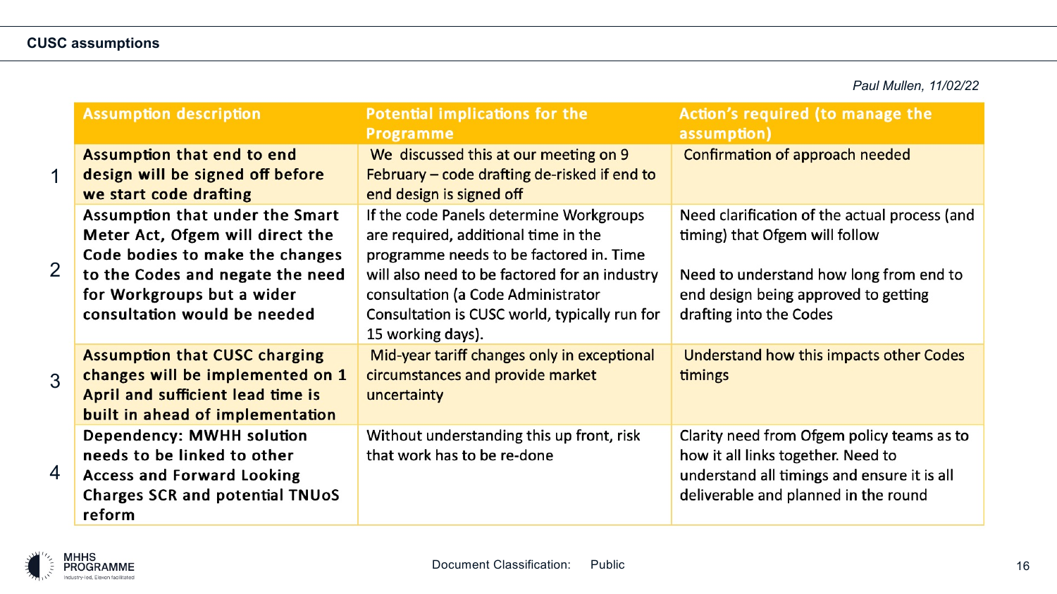## CUSC assumptions

*Paul Mullen, 11/02/22*

| | Assumption description | Potential implications for the Programme | Action's required (to manage the assumption) |
|---|---|---|---|
| 1 | **Assumption that end to end design will be signed off before we start code drafting** | We discussed this at our meeting on 9 February – code drafting de-risked if end to end design is signed off | Confirmation of approach needed |
| 2 | **Assumption that under the Smart Meter Act, Ofgem will direct the Code bodies to make the changes to the Codes and negate the need for Workgroups but a wider consultation would be needed** | If the code Panels determine Workgroups are required, additional time in the programme needs to be factored in. Time will also need to be factored for an industry consultation (a Code Administrator Consultation is CUSC world, typically run for 15 working days). | Need clarification of the actual process (and timing) that Ofgem will follow<br><br>Need to understand how long from end to end design being approved to getting drafting into the Codes |
| 3 | **Assumption that CUSC charging changes will be implemented on 1 April and sufficient lead time is built in ahead of implementation** | Mid-year tariff changes only in exceptional circumstances and provide market uncertainty | Understand how this impacts other Codes timings |
| 4 | **Dependency: MWHH solution needs to be linked to other Access and Forward Looking Charges SCR and potential TNUoS reform** | Without understanding this up front, risk that work has to be re-done | Clarity need from Ofgem policy teams as to how it all links together. Need to understand all timings and ensure it is all deliverable and planned in the round |

Document Classification: Public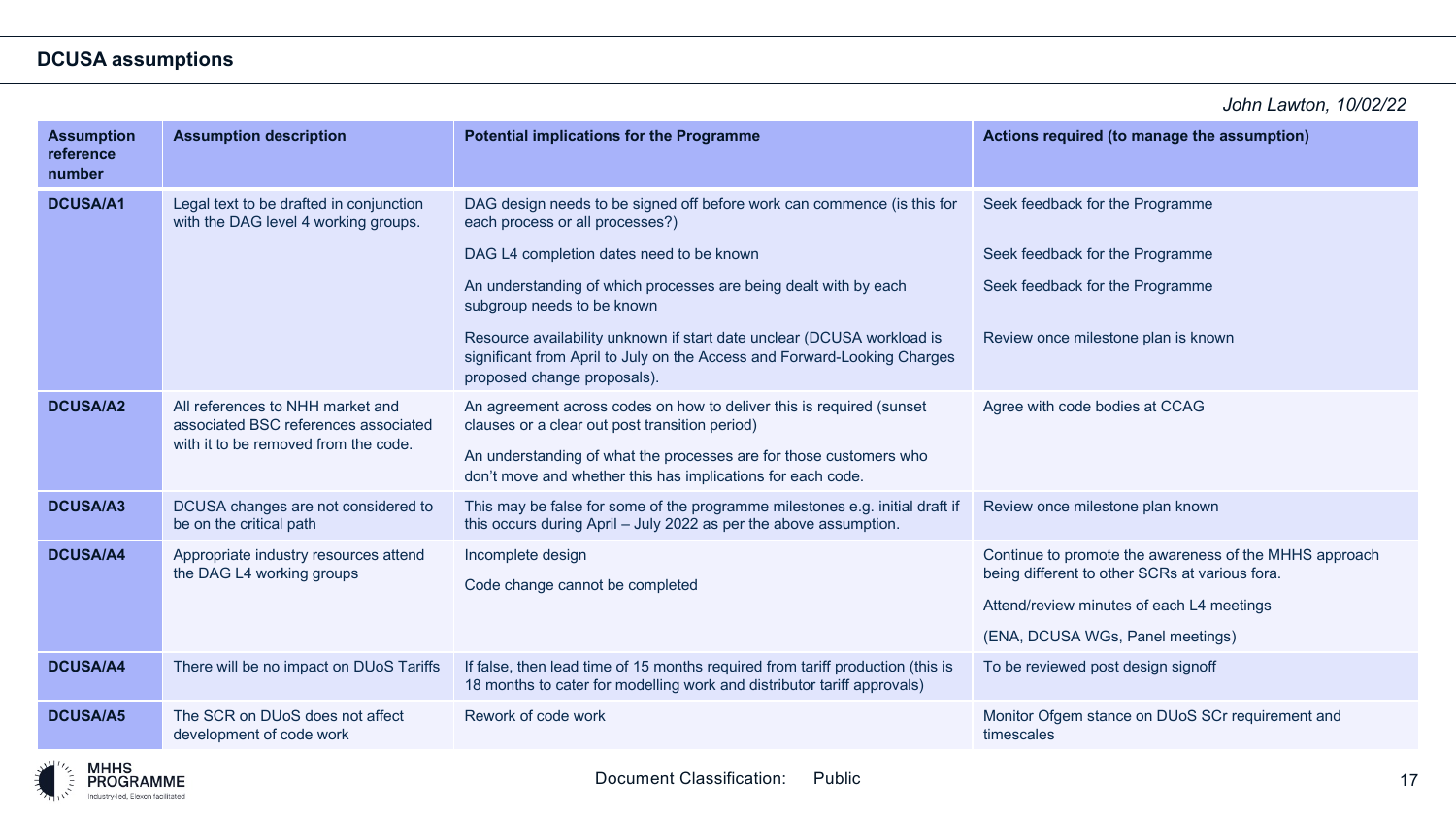## DCUSA assumptions

*John Lawton, 10/02/22*

| Assumption reference number | Assumption description | Potential implications for the Programme | Actions required (to manage the assumption) |
| --- | --- | --- | --- |
| **DCUSA/A1** | Legal text to be drafted in conjunction with the DAG level 4 working groups. | DAG design needs to be signed off before work can commence (is this for each process or all processes?) | Seek feedback for the Programme |
| | | DAG L4 completion dates need to be known | Seek feedback for the Programme |
| | | An understanding of which processes are being dealt with by each subgroup needs to be known | Seek feedback for the Programme |
| | | Resource availability unknown if start date unclear (DCUSA workload is significant from April to July on the Access and Forward-Looking Charges proposed change proposals). | Review once milestone plan is known |
| **DCUSA/A2** | All references to NHH market and associated BSC references associated with it to be removed from the code. | An agreement across codes on how to deliver this is required (sunset clauses or a clear out post transition period) | Agree with code bodies at CCAG |
| | | An understanding of what the processes are for those customers who don't move and whether this has implications for each code. | |
| **DCUSA/A3** | DCUSA changes are not considered to be on the critical path | This may be false for some of the programme milestones e.g. initial draft if this occurs during April – July 2022 as per the above assumption. | Review once milestone plan known |
| **DCUSA/A4** | Appropriate industry resources attend the DAG L4 working groups | Incomplete design | Continue to promote the awareness of the MHHS approach being different to other SCRs at various fora. |
| | | Code change cannot be completed | Attend/review minutes of each L4 meetings |
| | | | (ENA, DCUSA WGs, Panel meetings) |
| **DCUSA/A4** | There will be no impact on DUoS Tariffs | If false, then lead time of 15 months required from tariff production (this is 18 months to cater for modelling work and distributor tariff approvals) | To be reviewed post design signoff |
| **DCUSA/A5** | The SCR on DUoS does not affect development of code work | Rework of code work | Monitor Ofgem stance on DUoS SCr requirement and timescales |

Document Classification: Public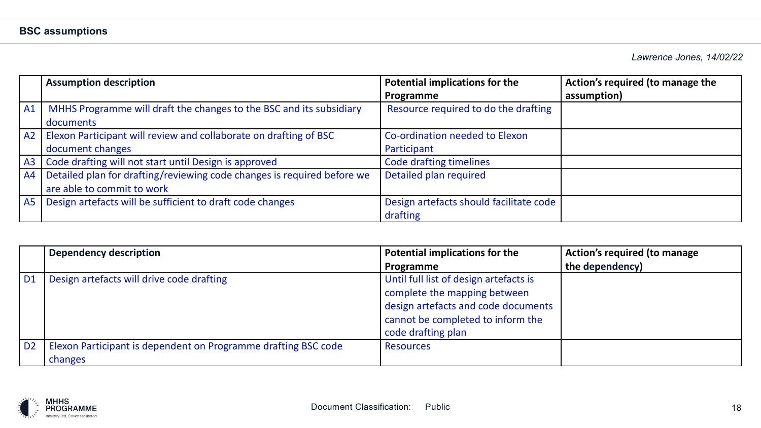## BSC assumptions

*Lawrence Jones, 14/02/22*

| | Assumption description | Potential implications for the Programme | Action's required (to manage the assumption) |
|---|---|---|---|
| A1 | MHHS Programme will draft the changes to the BSC and its subsidiary documents | Resource required to do the drafting | |
| A2 | Elexon Participant will review and collaborate on drafting of BSC document changes | Co-ordination needed to Elexon Participant | |
| A3 | Code drafting will not start until Design is approved | Code drafting timelines | |
| A4 | Detailed plan for drafting/reviewing code changes is required before we are able to commit to work | Detailed plan required | |
| A5 | Design artefacts will be sufficient to draft code changes | Design artefacts should facilitate code drafting | |

| | Dependency description | Potential implications for the Programme | Action's required (to manage the dependency) |
|---|---|---|---|
| D1 | Design artefacts will drive code drafting | Until full list of design artefacts is complete the mapping between design artefacts and code documents cannot be completed to inform the code drafting plan | |
| D2 | Elexon Participant is dependent on Programme drafting BSC code changes | Resources | |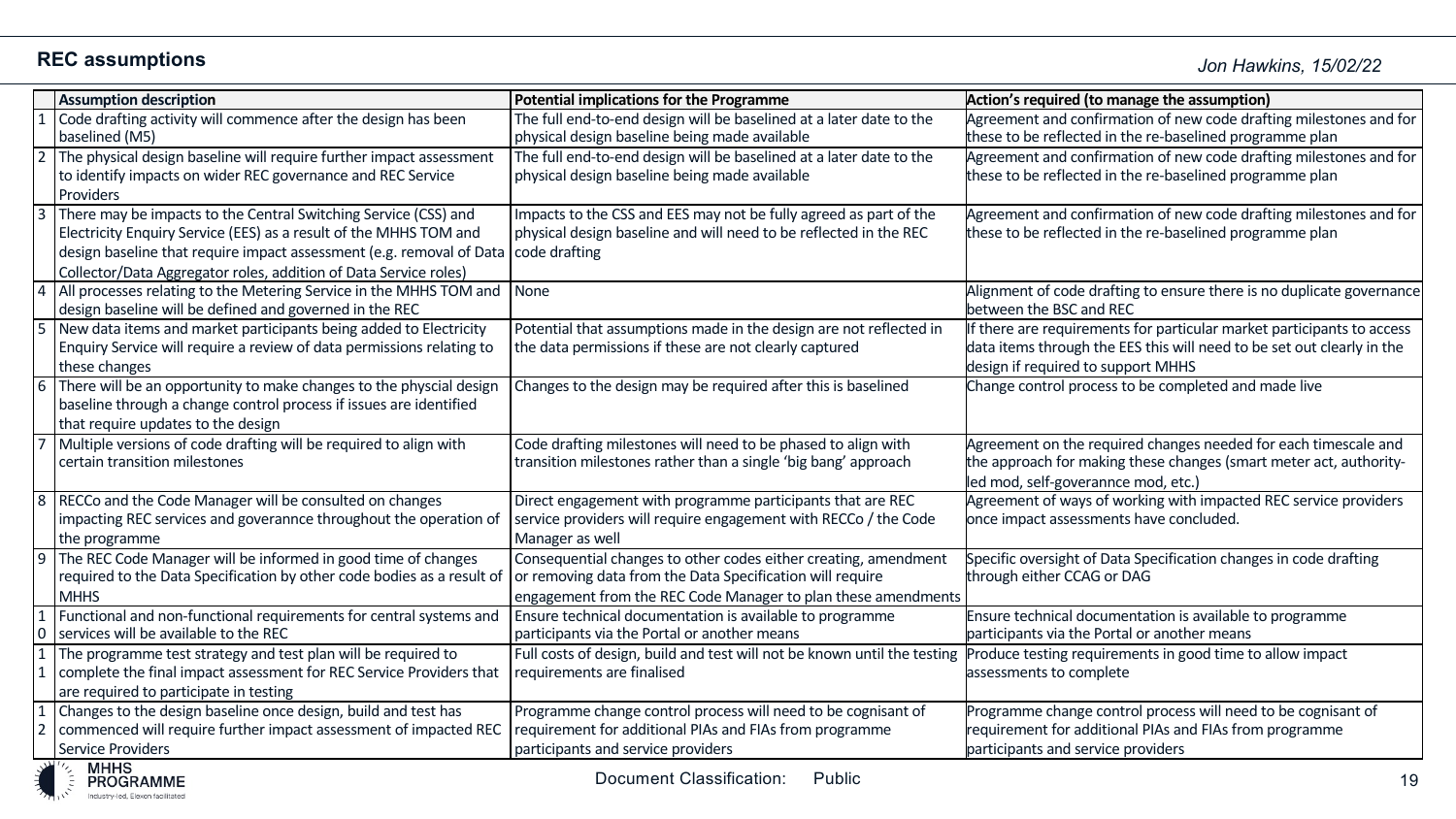## REC assumptions

*Jon Hawkins, 15/02/22*

| | Assumption description | Potential implications for the Programme | Action's required (to manage the assumption) |
|---|---|---|---|
| 1 | Code drafting activity will commence after the design has been baselined (M5) | The full end-to-end design will be baselined at a later date to the physical design baseline being made available | Agreement and confirmation of new code drafting milestones and for these to be reflected in the re-baselined programme plan |
| 2 | The physical design baseline will require further impact assessment to identify impacts on wider REC governance and REC Service Providers | The full end-to-end design will be baselined at a later date to the physical design baseline being made available | Agreement and confirmation of new code drafting milestones and for these to be reflected in the re-baselined programme plan |
| 3 | There may be impacts to the Central Switching Service (CSS) and Electricity Enquiry Service (EES) as a result of the MHHS TOM and design baseline that require impact assessment (e.g. removal of Data Collector/Data Aggregator roles, addition of Data Service roles) | Impacts to the CSS and EES may not be fully agreed as part of the physical design baseline and will need to be reflected in the REC code drafting | Agreement and confirmation of new code drafting milestones and for these to be reflected in the re-baselined programme plan |
| 4 | All processes relating to the Metering Service in the MHHS TOM and design baseline will be defined and governed in the REC | None | Alignment of code drafting to ensure there is no duplicate governance between the BSC and REC |
| 5 | New data items and market participants being added to Electricity Enquiry Service will require a review of data permissions relating to these changes | Potential that assumptions made in the design are not reflected in the data permissions if these are not clearly captured | If there are requirements for particular market participants to access data items through the EES this will need to be set out clearly in the design if required to support MHHS |
| 6 | There will be an opportunity to make changes to the physcial design baseline through a change control process if issues are identified that require updates to the design | Changes to the design may be required after this is baselined | Change control process to be completed and made live |
| 7 | Multiple versions of code drafting will be required to align with certain transition milestones | Code drafting milestones will need to be phased to align with transition milestones rather than a single 'big bang' approach | Agreement on the required changes needed for each timescale and the approach for making these changes (smart meter act, authority-led mod, self-goverannce mod, etc.) |
| 8 | RECCo and the Code Manager will be consulted on changes impacting REC services and goverannce throughout the operation of the programme | Direct engagement with programme participants that are REC service providers will require engagement with RECCo / the Code Manager as well | Agreement of ways of working with impacted REC service providers once impact assessments have concluded. |
| 9 | The REC Code Manager will be informed in good time of changes required to the Data Specification by other code bodies as a result of MHHS | Consequential changes to other codes either creating, amendment or removing data from the Data Specification will require engagement from the REC Code Manager to plan these amendments | Specific oversight of Data Specification changes in code drafting through either CCAG or DAG |
| 10 | Functional and non-functional requirements for central systems and services will be available to the REC | Ensure technical documentation is available to programme participants via the Portal or another means | Ensure technical documentation is available to programme participants via the Portal or another means |
| 11 | The programme test strategy and test plan will be required to complete the final impact assessment for REC Service Providers that are required to participate in testing | Full costs of design, build and test will not be known until the testing requirements are finalised | Produce testing requirements in good time to allow impact assessments to complete |
| 12 | Changes to the design baseline once design, build and test has commenced will require further impact assessment of impacted REC Service Providers | Programme change control process will need to be cognisant of requirement for additional PIAs and FIAs from programme participants and service providers | Programme change control process will need to be cognisant of requirement for additional PIAs and FIAs from programme participants and service providers |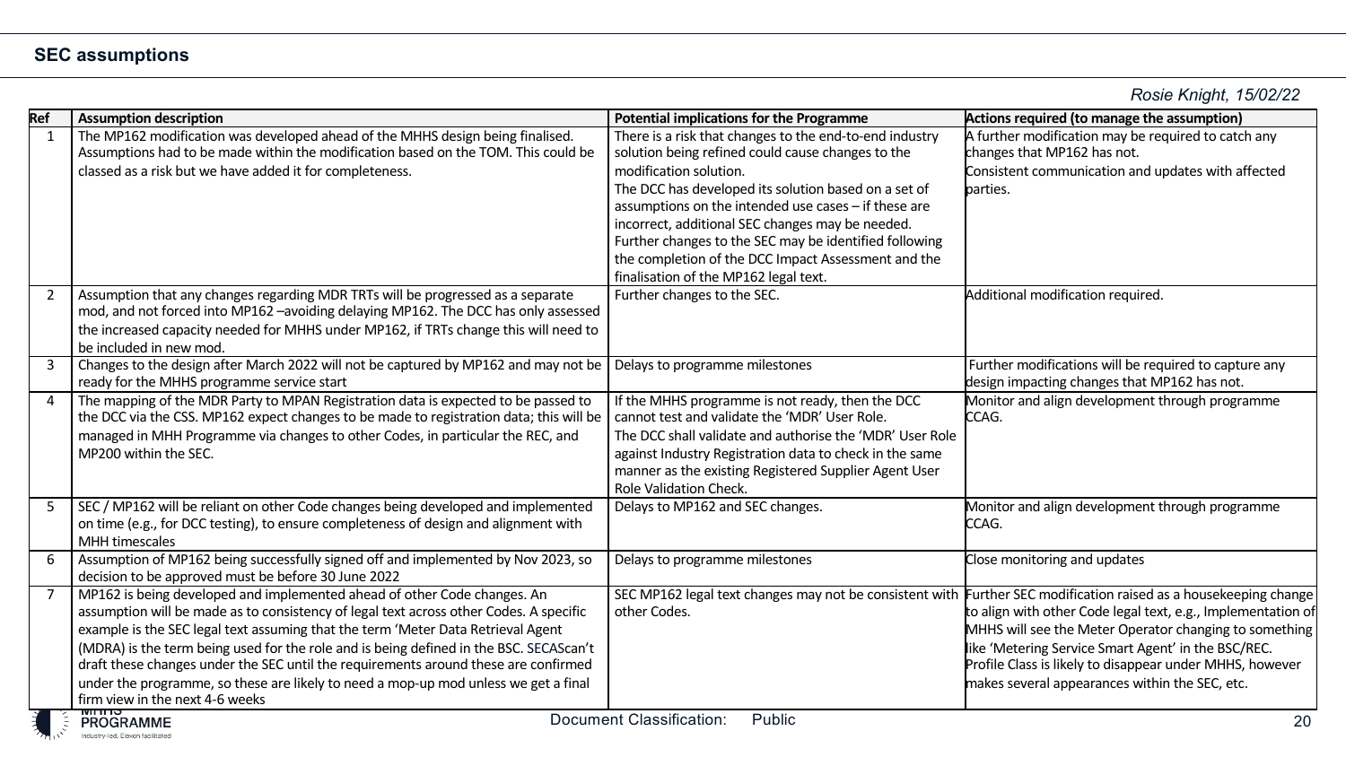## SEC assumptions

*Rosie Knight, 15/02/22*

| Ref | Assumption description | Potential implications for the Programme | Actions required (to manage the assumption) |
|---|---|---|---|
| 1 | The MP162 modification was developed ahead of the MHHS design being finalised. Assumptions had to be made within the modification based on the TOM. This could be classed as a risk but we have added it for completeness. | There is a risk that changes to the end-to-end industry solution being refined could cause changes to the modification solution. The DCC has developed its solution based on a set of assumptions on the intended use cases – if these are incorrect, additional SEC changes may be needed. Further changes to the SEC may be identified following the completion of the DCC Impact Assessment and the finalisation of the MP162 legal text. | A further modification may be required to catch any changes that MP162 has not. Consistent communication and updates with affected parties. |
| 2 | Assumption that any changes regarding MDR TRTs will be progressed as a separate mod, and not forced into MP162 –avoiding delaying MP162. The DCC has only assessed the increased capacity needed for MHHS under MP162, if TRTs change this will need to be included in new mod. | Further changes to the SEC. | Additional modification required. |
| 3 | Changes to the design after March 2022 will not be captured by MP162 and may not be ready for the MHHS programme service start | Delays to programme milestones | Further modifications will be required to capture any design impacting changes that MP162 has not. |
| 4 | The mapping of the MDR Party to MPAN Registration data is expected to be passed to the DCC via the CSS. MP162 expect changes to be made to registration data; this will be managed in MHH Programme via changes to other Codes, in particular the REC, and MP200 within the SEC. | If the MHHS programme is not ready, then the DCC cannot test and validate the 'MDR' User Role. The DCC shall validate and authorise the 'MDR' User Role against Industry Registration data to check in the same manner as the existing Registered Supplier Agent User Role Validation Check. | Monitor and align development through programme CCAG. |
| 5 | SEC / MP162 will be reliant on other Code changes being developed and implemented on time (e.g., for DCC testing), to ensure completeness of design and alignment with MHH timescales | Delays to MP162 and SEC changes. | Monitor and align development through programme CCAG. |
| 6 | Assumption of MP162 being successfully signed off and implemented by Nov 2023, so decision to be approved must be before 30 June 2022 | Delays to programme milestones | Close monitoring and updates |
| 7 | MP162 is being developed and implemented ahead of other Code changes. An assumption will be made as to consistency of legal text across other Codes. A specific example is the SEC legal text assuming that the term 'Meter Data Retrieval Agent (MDRA) is the term being used for the role and is being defined in the BSC. SECAScan't draft these changes under the SEC until the requirements around these are confirmed under the programme, so these are likely to need a mop-up mod unless we get a final firm view in the next 4-6 weeks | SEC MP162 legal text changes may not be consistent with other Codes. | Further SEC modification raised as a housekeeping change to align with other Code legal text, e.g., Implementation of MHHS will see the Meter Operator changing to something like 'Metering Service Smart Agent' in the BSC/REC. Profile Class is likely to disappear under MHHS, however makes several appearances within the SEC, etc. |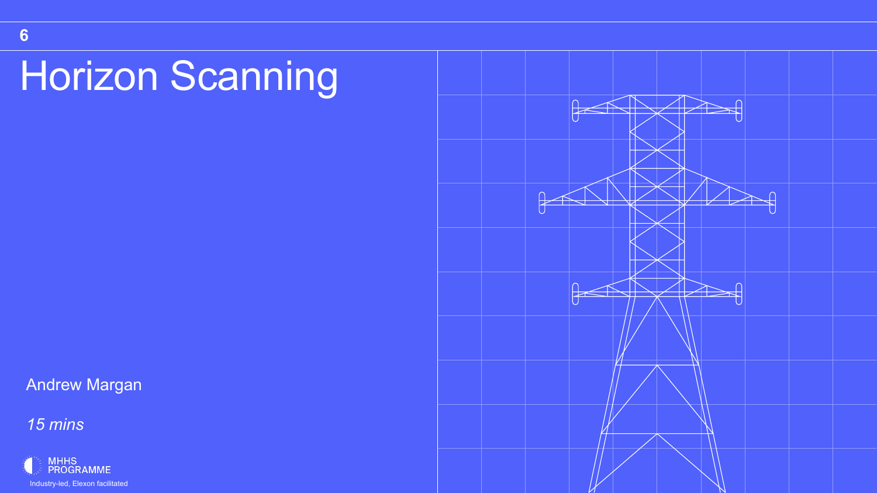6

# Horizon Scanning

Andrew Margan

*15 mins*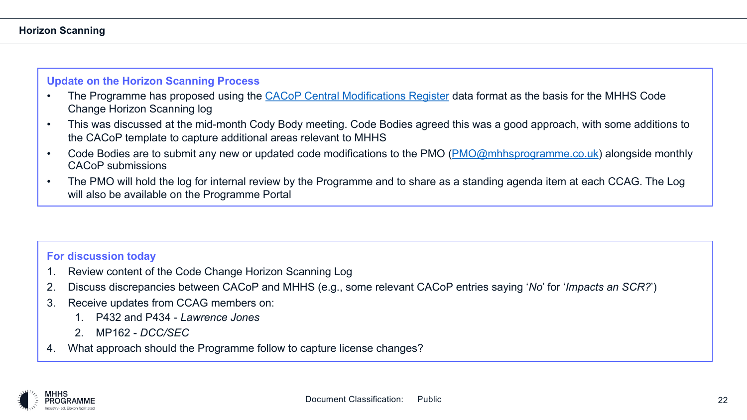## Horizon Scanning

### Update on the Horizon Scanning Process

- The Programme has proposed using the [CACoP Central Modifications Register](#) data format as the basis for the MHHS Code Change Horizon Scanning log
- This was discussed at the mid-month Cody Body meeting. Code Bodies agreed this was a good approach, with some additions to the CACoP template to capture additional areas relevant to MHHS
- Code Bodies are to submit any new or updated code modifications to the PMO (PMO@mhhsprogramme.co.uk) alongside monthly CACoP submissions
- The PMO will hold the log for internal review by the Programme and to share as a standing agenda item at each CCAG. The Log will also be available on the Programme Portal

### For discussion today

1. Review content of the Code Change Horizon Scanning Log
2. Discuss discrepancies between CACoP and MHHS (e.g., some relevant CACoP entries saying '*No*' for '*Impacts an SCR?*')
3. Receive updates from CCAG members on:
   1. P432 and P434 - *Lawrence Jones*
   2. MP162 - *DCC/SEC*
4. What approach should the Programme follow to capture license changes?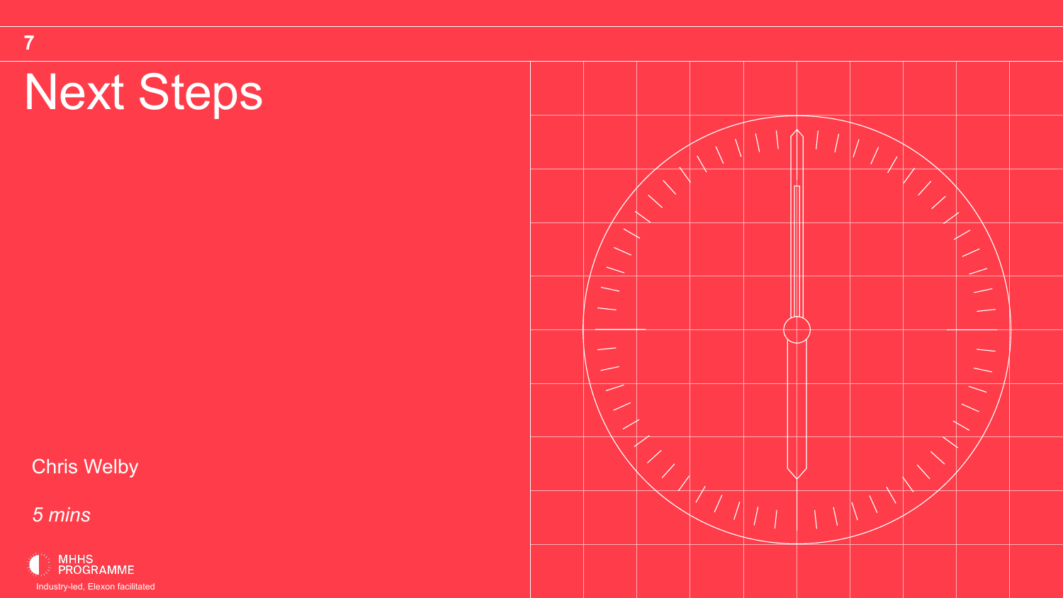7

# Next Steps

Chris Welby

*5 mins*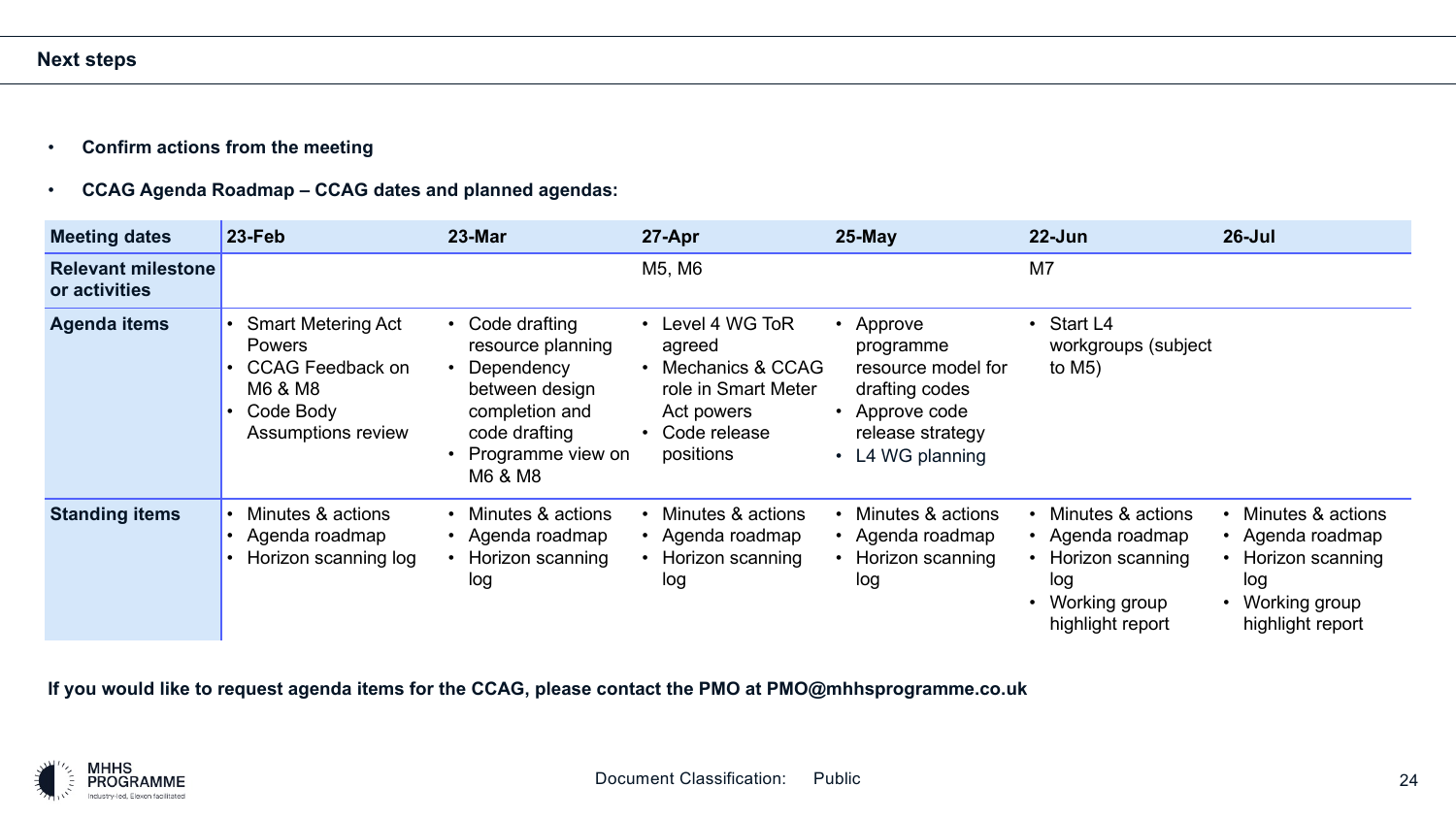## Next steps

- **Confirm actions from the meeting**
- **CCAG Agenda Roadmap – CCAG dates and planned agendas:**

| Meeting dates | 23-Feb | 23-Mar | 27-Apr | 25-May | 22-Jun | 26-Jul |
|---|---|---|---|---|---|---|
| Relevant milestone or activities | | | M5, M6 | | M7 | |
| Agenda items | • Smart Metering Act Powers<br>• CCAG Feedback on M6 & M8<br>• Code Body Assumptions review | • Code drafting resource planning<br>• Dependency between design completion and code drafting<br>• Programme view on M6 & M8 | • Level 4 WG ToR agreed<br>• Mechanics & CCAG role in Smart Meter Act powers<br>• Code release positions | • Approve programme resource model for drafting codes<br>• Approve code release strategy<br>• L4 WG planning | • Start L4 workgroups (subject to M5) | |
| Standing items | • Minutes & actions<br>• Agenda roadmap<br>• Horizon scanning log | • Minutes & actions<br>• Agenda roadmap<br>• Horizon scanning log | • Minutes & actions<br>• Agenda roadmap<br>• Horizon scanning log | • Minutes & actions<br>• Agenda roadmap<br>• Horizon scanning log | • Minutes & actions<br>• Agenda roadmap<br>• Horizon scanning log<br>• Working group highlight report | • Minutes & actions<br>• Agenda roadmap<br>• Horizon scanning log<br>• Working group highlight report |

**If you would like to request agenda items for the CCAG, please contact the PMO at PMO@mhhsprogramme.co.uk**

Document Classification: Public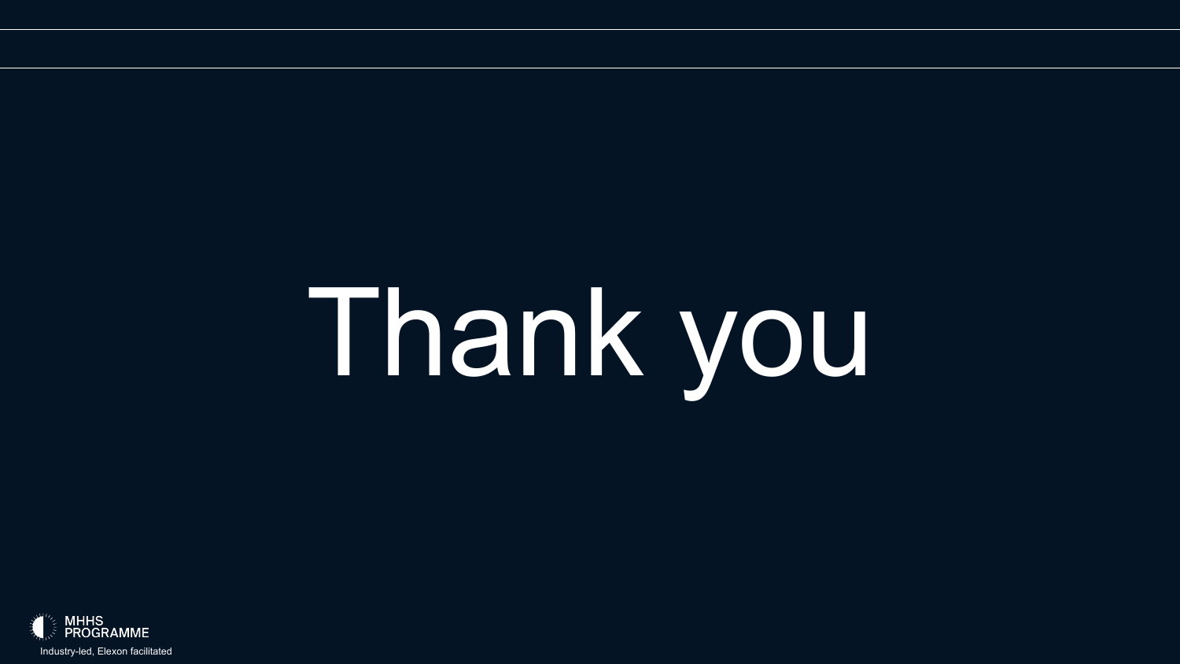# Thank you

MHHS PROGRAMME

Industry-led, Elexon facilitated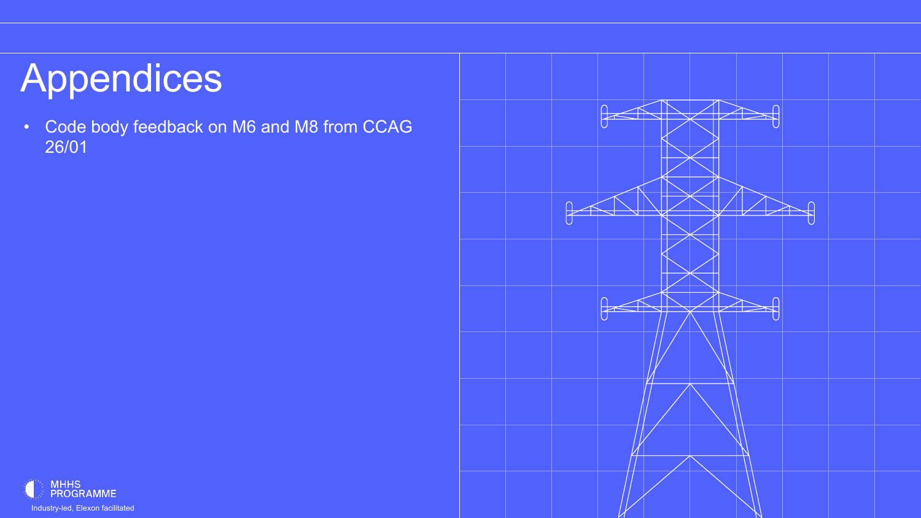# Appendices

- Code body feedback on M6 and M8 from CCAG 26/01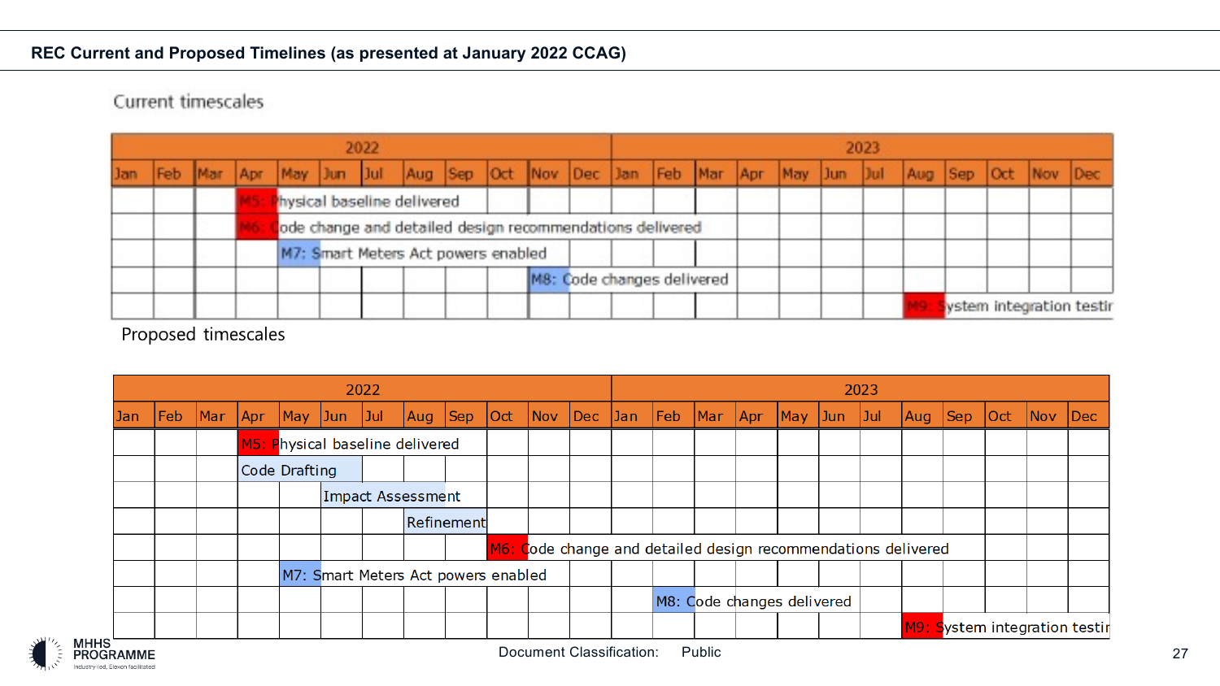## REC Current and Proposed Timelines (as presented at January 2022 CCAG)

### Current timescales

| 2022 | | | | | | | | | | | | 2023 | | | | | | | | | | | |
|---|---|---|---|---|---|---|---|---|---|---|---|---|---|---|---|---|---|---|---|---|---|---|---|
| Jan | Feb | Mar | Apr | May | Jun | Jul | Aug | Sep | Oct | Nov | Dec | Jan | Feb | Mar | Apr | May | Jun | Jul | Aug | Sep | Oct | Nov | Dec |
| | | | M5: Physical baseline delivered | | | | | | | | | | | | | | | | | | | | |
| | | | M6: Code change and detailed design recommendations delivered | | | | | | | | | | | | | | | | | | | | |
| | | | | M7: Smart Meters Act powers enabled | | | | | | | | | | | | | | | | | | | |
| | | | | | | | | | | M8: Code changes delivered | | | | | | | | | | | | | |
| | | | | | | | | | | | | | | | | | | | M9: System integration testir | | | | |

### Proposed timescales

| 2022 | | | | | | | | | | | | 2023 | | | | | | | | | | | |
|---|---|---|---|---|---|---|---|---|---|---|---|---|---|---|---|---|---|---|---|---|---|---|---|
| Jan | Feb | Mar | Apr | May | Jun | Jul | Aug | Sep | Oct | Nov | Dec | Jan | Feb | Mar | Apr | May | Jun | Jul | Aug | Sep | Oct | Nov | Dec |
| | | | M5: Physical baseline delivered | | | | | | | | | | | | | | | | | | | | |
| | | | Code Drafting | | | | | | | | | | | | | | | | | | | | |
| | | | | | Impact Assessment | | | | | | | | | | | | | | | | | | |
| | | | | | | | Refinement | | | | | | | | | | | | | | | | |
| | | | | | | | | | M6: Code change and detailed design recommendations delivered | | | | | | | | | | | | | | |
| | | | | M7: Smart Meters Act powers enabled | | | | | | | | | | | | | | | | | | | |
| | | | | | | | | | | | | | M8: Code changes delivered | | | | | | | | | | |
| | | | | | | | | | | | | | | | | | | | M9: System integration testir | | | | |

Document Classification: Public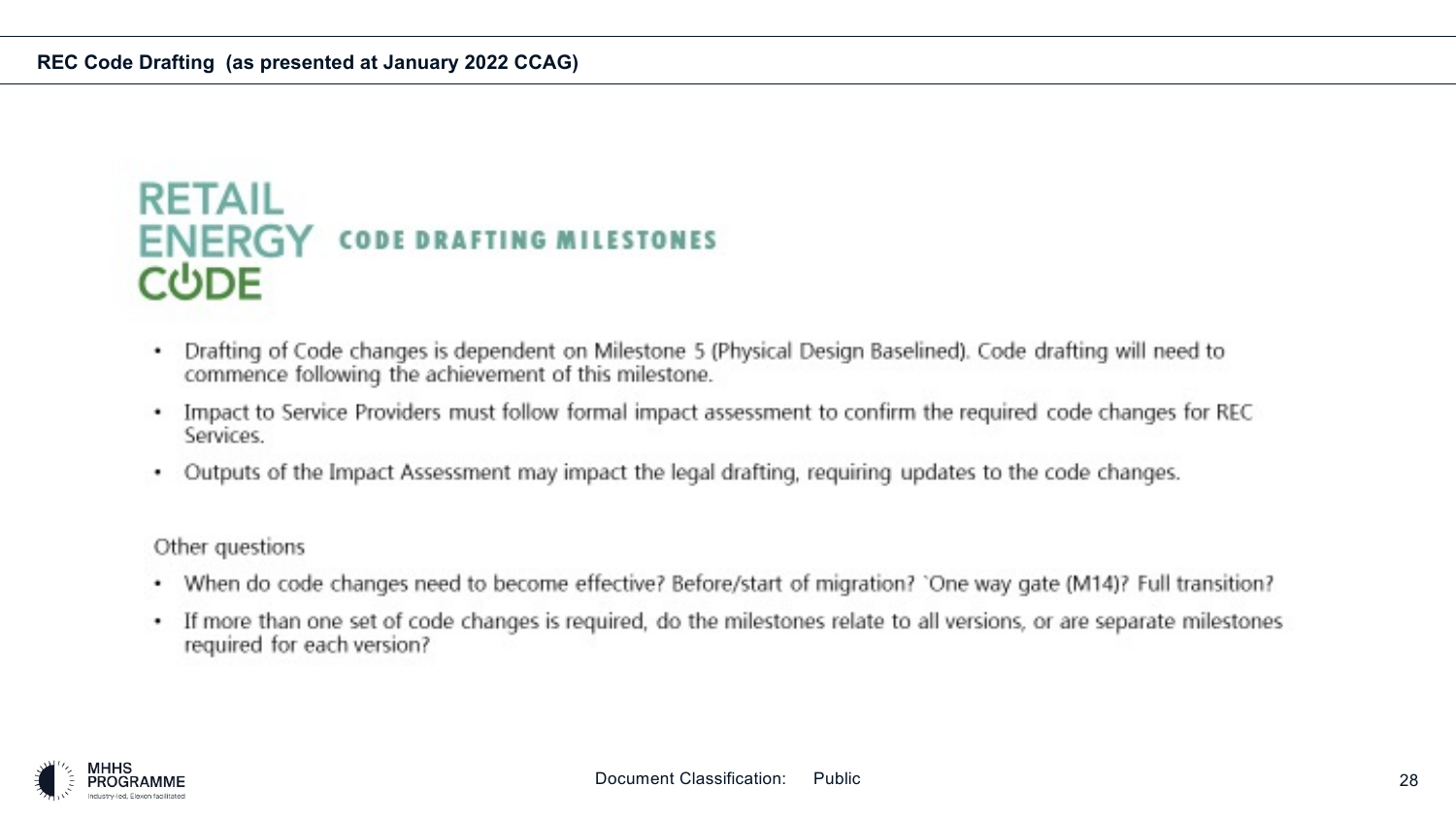## REC Code Drafting (as presented at January 2022 CCAG)

# RETAIL ENERGY CODE — CODE DRAFTING MILESTONES

- Drafting of Code changes is dependent on Milestone 5 (Physical Design Baselined). Code drafting will need to commence following the achievement of this milestone.
- Impact to Service Providers must follow formal impact assessment to confirm the required code changes for REC Services.
- Outputs of the Impact Assessment may impact the legal drafting, requiring updates to the code changes.

Other questions

- When do code changes need to become effective? Before/start of migration? `One way gate (M14)? Full transition?
- If more than one set of code changes is required, do the milestones relate to all versions, or are separate milestones required for each version?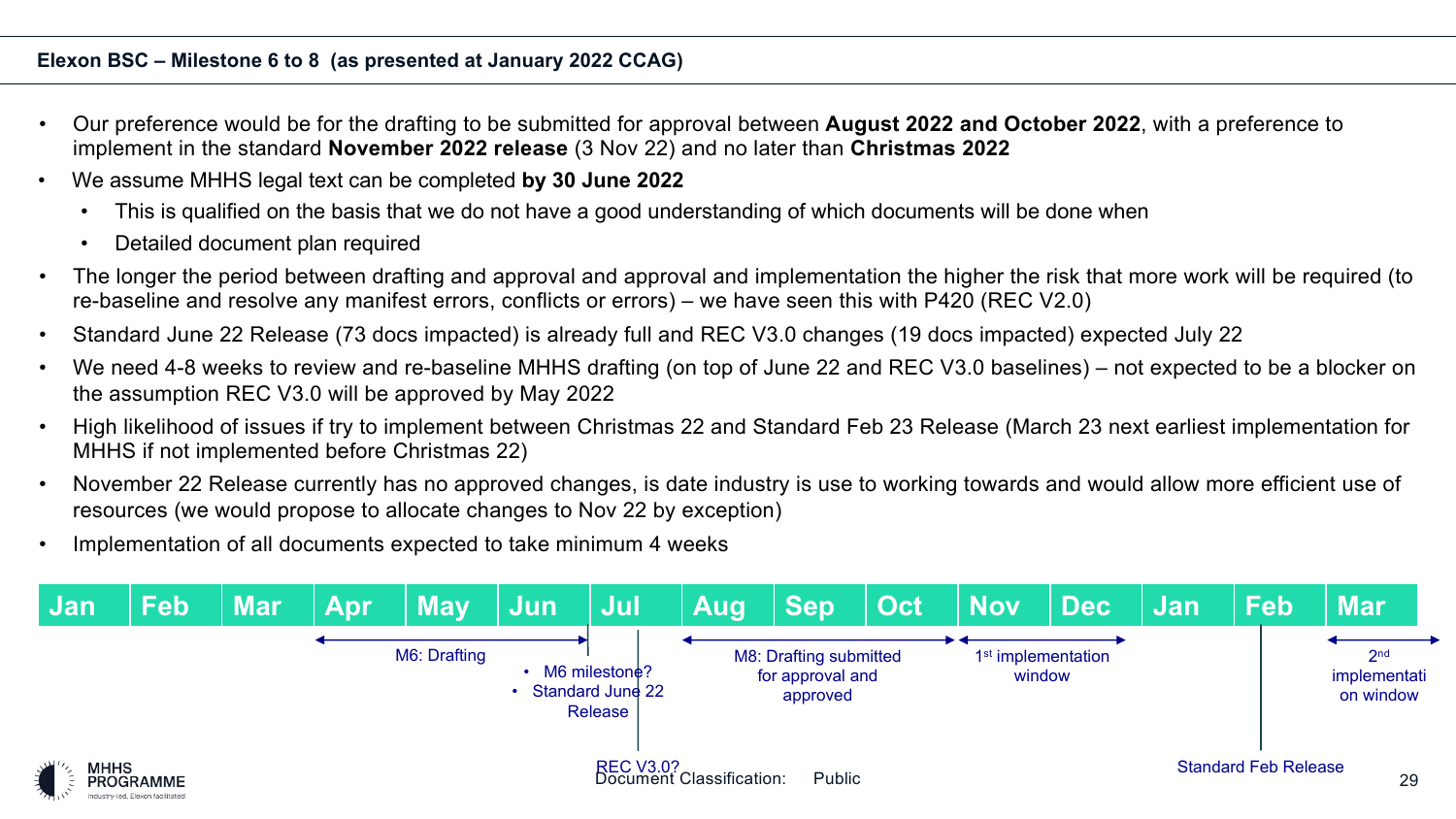## Elexon BSC – Milestone 6 to 8 (as presented at January 2022 CCAG)

- Our preference would be for the drafting to be submitted for approval between **August 2022 and October 2022**, with a preference to implement in the standard **November 2022 release** (3 Nov 22) and no later than **Christmas 2022**
- We assume MHHS legal text can be completed **by 30 June 2022**
  - This is qualified on the basis that we do not have a good understanding of which documents will be done when
  - Detailed document plan required
- The longer the period between drafting and approval and approval and implementation the higher the risk that more work will be required (to re-baseline and resolve any manifest errors, conflicts or errors) – we have seen this with P420 (REC V2.0)
- Standard June 22 Release (73 docs impacted) is already full and REC V3.0 changes (19 docs impacted) expected July 22
- We need 4-8 weeks to review and re-baseline MHHS drafting (on top of June 22 and REC V3.0 baselines) – not expected to be a blocker on the assumption REC V3.0 will be approved by May 2022
- High likelihood of issues if try to implement between Christmas 22 and Standard Feb 23 Release (March 23 next earliest implementation for MHHS if not implemented before Christmas 22)
- November 22 Release currently has no approved changes, is date industry is use to working towards and would allow more efficient use of resources (we would propose to allocate changes to Nov 22 by exception)
- Implementation of all documents expected to take minimum 4 weeks

| Jan | Feb | Mar | Apr | May | Jun | Jul | Aug | Sep | Oct | Nov | Dec | Jan | Feb | Mar |
|---|---|---|---|---|---|---|---|---|---|---|---|---|---|---|

- Apr – Jun: M6: Drafting
- Jul: M6 milestone?; Standard June 22 Release; REC V3.0?
- Aug – Oct: M8: Drafting submitted for approval and approved
- Nov – Dec: 1st implementation window
- Feb: Standard Feb Release
- Mar: 2nd implementation window

Document Classification: Public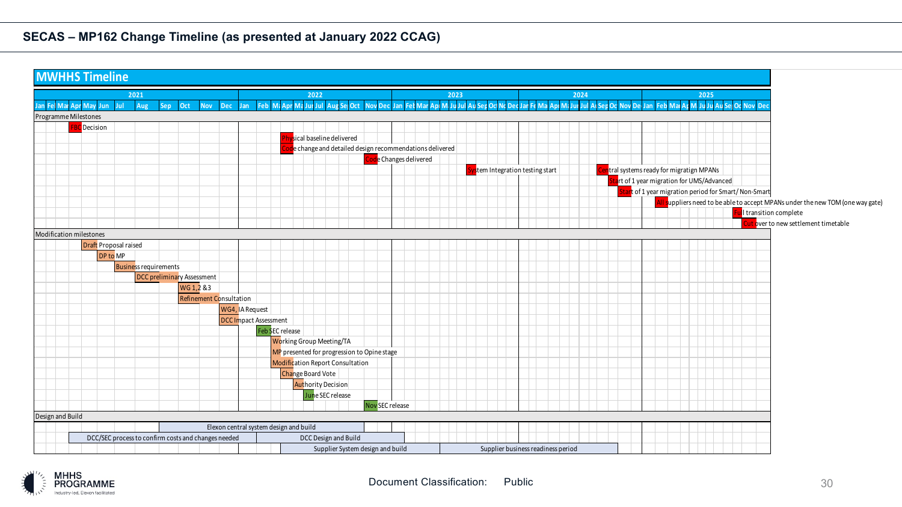## SECAS – MP162 Change Timeline (as presented at January 2022 CCAG)

**MWHHS Timeline**

2021 | 2022 | 2023 | 2024 | 2025

Jan Feb Mar Apr May Jun Jul Aug Sep Oct Nov Dec

**Programme Milestones**

- FBC Decision
- Physical baseline delivered
- Code change and detailed design recommendations delivered
- Code Changes delivered
- System Integration testing start
- Central systems ready for migratign MPANs
- Start of 1 year migration for UMS/Advanced
- Start of 1 year migration period for Smart/ Non-Smart
- All suppliers need to be able to accept MPANs under the new TOM (one way gate)
- Full transition complete
- Cut over to new settlement timetable

**Modification milestones**

- Draft Proposal raised
- DP to MP
- Business requirements
- DCC preliminary Assessment
- WG 1,2 &3
- Refinement Consultation
- WG4, IA Request
- DCC Impact Assessment
- Feb SEC release
- Working Group Meeting/TA
- MP presented for progression to Opine stage
- Modification Report Consultation
- Change Board Vote
- Authority Decision
- June SEC release
- Nov SEC release

**Design and Build**

- Elexon central system design and build
- DCC/SEC process to confirm costs and changes needed
- DCC Design and Build
- Supplier System design and build
- Supplier business readiness period

MHHS PROGRAMME
Industry-led, Elexon facilitated

Document Classification: Public